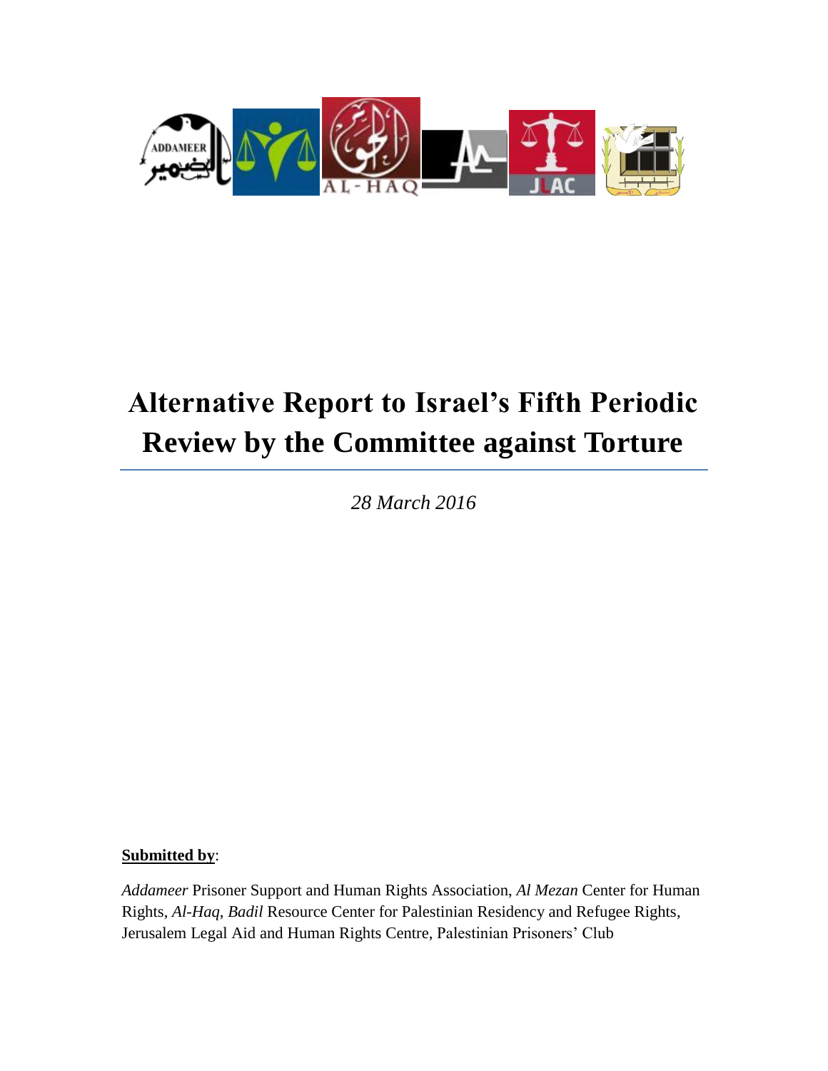# Alternative Report to Israel's Fifth Periodic Review by the Committee against Torture

*28 March 2016*

**Submitted by**:

*Addameer* Prisoner Support and Human Rights Association, *Al Mezan* Center for Human Rights, *Al-Haq*, *Badil* Resource Center for Palestinian Residency and Refugee Rights, Jerusalem Legal Aid and Human Rights Centre, Palestinian Prisoners' Club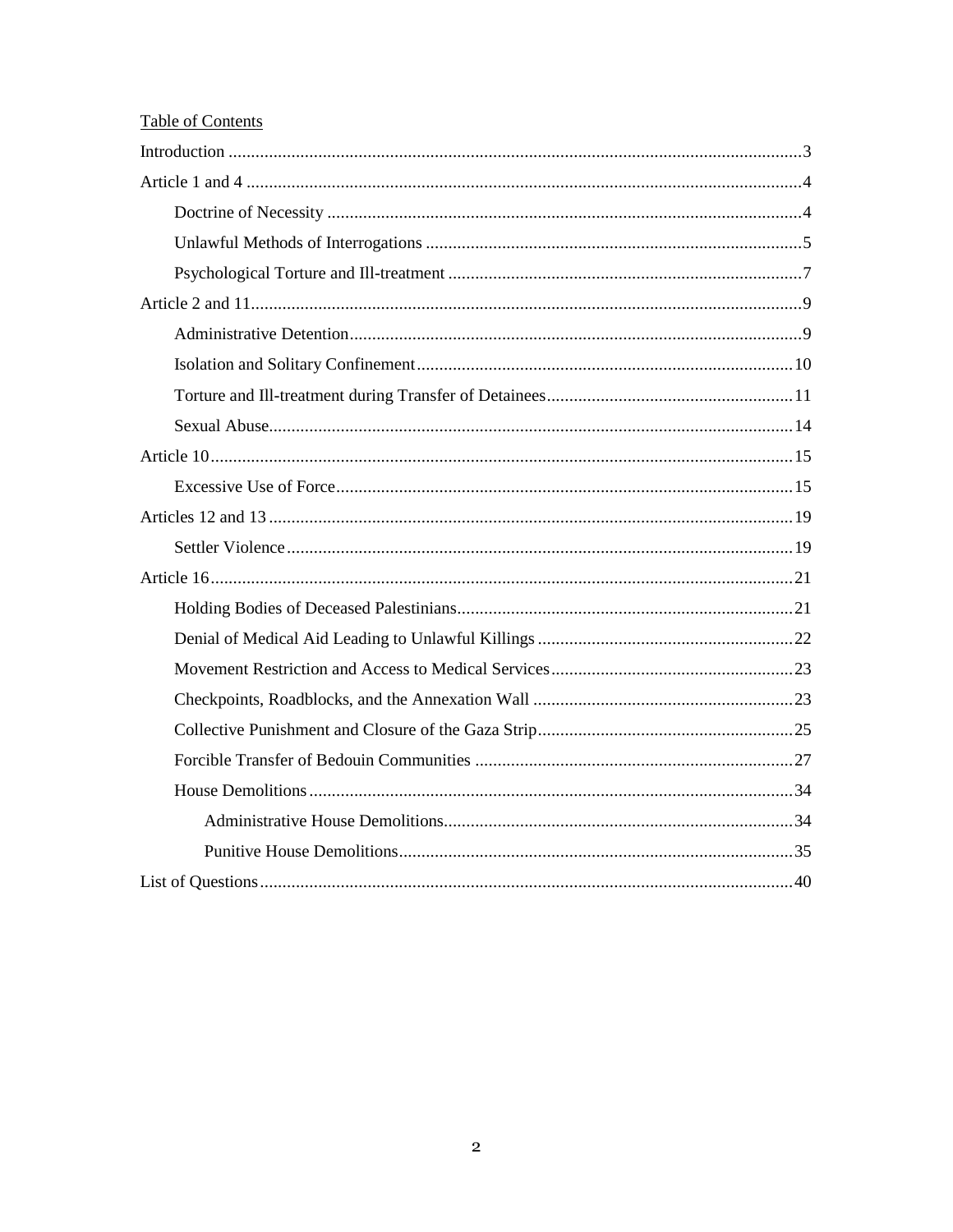Table of Contents

- Introduction ... 3
- Article 1 and 4 ... 4
  - Doctrine of Necessity ... 4
  - Unlawful Methods of Interrogations ... 5
  - Psychological Torture and Ill-treatment ... 7
- Article 2 and 11 ... 9
  - Administrative Detention ... 9
  - Isolation and Solitary Confinement ... 10
  - Torture and Ill-treatment during Transfer of Detainees ... 11
  - Sexual Abuse ... 14
- Article 10 ... 15
  - Excessive Use of Force ... 15
- Articles 12 and 13 ... 19
  - Settler Violence ... 19
- Article 16 ... 21
  - Holding Bodies of Deceased Palestinians ... 21
  - Denial of Medical Aid Leading to Unlawful Killings ... 22
  - Movement Restriction and Access to Medical Services ... 23
  - Checkpoints, Roadblocks, and the Annexation Wall ... 23
  - Collective Punishment and Closure of the Gaza Strip ... 25
  - Forcible Transfer of Bedouin Communities ... 27
  - House Demolitions ... 34
    - Administrative House Demolitions ... 34
    - Punitive House Demolitions ... 35
- List of Questions ... 40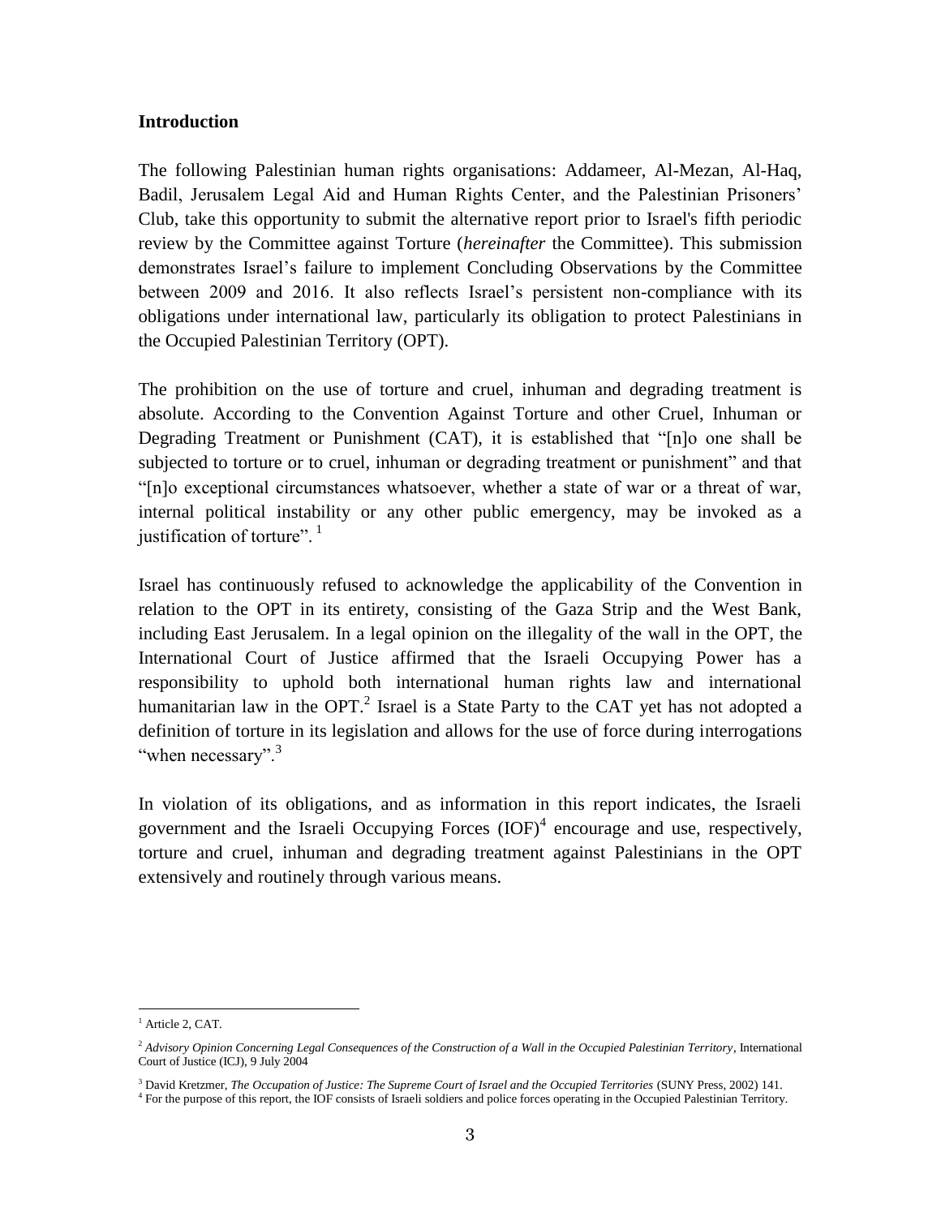**Introduction**

The following Palestinian human rights organisations: Addameer, Al-Mezan, Al-Haq, Badil, Jerusalem Legal Aid and Human Rights Center, and the Palestinian Prisoners' Club, take this opportunity to submit the alternative report prior to Israel's fifth periodic review by the Committee against Torture (*hereinafter* the Committee). This submission demonstrates Israel's failure to implement Concluding Observations by the Committee between 2009 and 2016. It also reflects Israel's persistent non-compliance with its obligations under international law, particularly its obligation to protect Palestinians in the Occupied Palestinian Territory (OPT).

The prohibition on the use of torture and cruel, inhuman and degrading treatment is absolute. According to the Convention Against Torture and other Cruel, Inhuman or Degrading Treatment or Punishment (CAT), it is established that "[n]o one shall be subjected to torture or to cruel, inhuman or degrading treatment or punishment" and that "[n]o exceptional circumstances whatsoever, whether a state of war or a threat of war, internal political instability or any other public emergency, may be invoked as a justification of torture". [1]

Israel has continuously refused to acknowledge the applicability of the Convention in relation to the OPT in its entirety, consisting of the Gaza Strip and the West Bank, including East Jerusalem. In a legal opinion on the illegality of the wall in the OPT, the International Court of Justice affirmed that the Israeli Occupying Power has a responsibility to uphold both international human rights law and international humanitarian law in the OPT.[2] Israel is a State Party to the CAT yet has not adopted a definition of torture in its legislation and allows for the use of force during interrogations "when necessary".[3]

In violation of its obligations, and as information in this report indicates, the Israeli government and the Israeli Occupying Forces (IOF)[4] encourage and use, respectively, torture and cruel, inhuman and degrading treatment against Palestinians in the OPT extensively and routinely through various means.

---

[1] Article 2, CAT.

[2] *Advisory Opinion Concerning Legal Consequences of the Construction of a Wall in the Occupied Palestinian Territory*, International Court of Justice (ICJ), 9 July 2004

[3] David Kretzmer, *The Occupation of Justice: The Supreme Court of Israel and the Occupied Territories* (SUNY Press, 2002) 141.

[4] For the purpose of this report, the IOF consists of Israeli soldiers and police forces operating in the Occupied Palestinian Territory.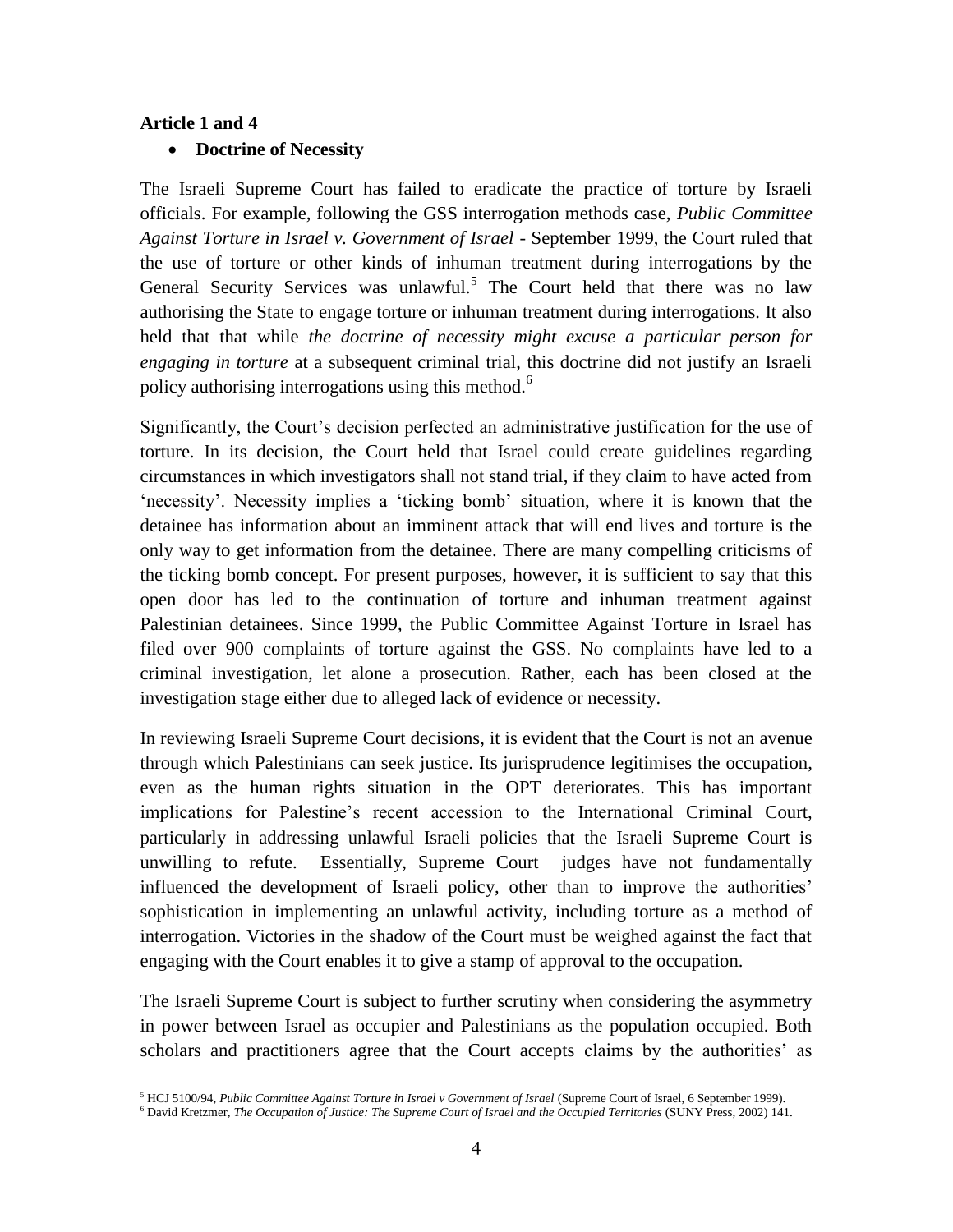**Article 1 and 4**

- **Doctrine of Necessity**

The Israeli Supreme Court has failed to eradicate the practice of torture by Israeli officials. For example, following the GSS interrogation methods case, *Public Committee Against Torture in Israel v. Government of Israel* - September 1999, the Court ruled that the use of torture or other kinds of inhuman treatment during interrogations by the General Security Services was unlawful.[5] The Court held that there was no law authorising the State to engage torture or inhuman treatment during interrogations. It also held that that while *the doctrine of necessity might excuse a particular person for engaging in torture* at a subsequent criminal trial, this doctrine did not justify an Israeli policy authorising interrogations using this method.[6]

Significantly, the Court's decision perfected an administrative justification for the use of torture. In its decision, the Court held that Israel could create guidelines regarding circumstances in which investigators shall not stand trial, if they claim to have acted from 'necessity'. Necessity implies a 'ticking bomb' situation, where it is known that the detainee has information about an imminent attack that will end lives and torture is the only way to get information from the detainee. There are many compelling criticisms of the ticking bomb concept. For present purposes, however, it is sufficient to say that this open door has led to the continuation of torture and inhuman treatment against Palestinian detainees. Since 1999, the Public Committee Against Torture in Israel has filed over 900 complaints of torture against the GSS. No complaints have led to a criminal investigation, let alone a prosecution. Rather, each has been closed at the investigation stage either due to alleged lack of evidence or necessity.

In reviewing Israeli Supreme Court decisions, it is evident that the Court is not an avenue through which Palestinians can seek justice. Its jurisprudence legitimises the occupation, even as the human rights situation in the OPT deteriorates. This has important implications for Palestine's recent accession to the International Criminal Court, particularly in addressing unlawful Israeli policies that the Israeli Supreme Court is unwilling to refute. Essentially, Supreme Court judges have not fundamentally influenced the development of Israeli policy, other than to improve the authorities' sophistication in implementing an unlawful activity, including torture as a method of interrogation. Victories in the shadow of the Court must be weighed against the fact that engaging with the Court enables it to give a stamp of approval to the occupation.

The Israeli Supreme Court is subject to further scrutiny when considering the asymmetry in power between Israel as occupier and Palestinians as the population occupied. Both scholars and practitioners agree that the Court accepts claims by the authorities' as

---

[5] HCJ 5100/94, *Public Committee Against Torture in Israel v Government of Israel* (Supreme Court of Israel, 6 September 1999).

[6] David Kretzmer, *The Occupation of Justice: The Supreme Court of Israel and the Occupied Territories* (SUNY Press, 2002) 141.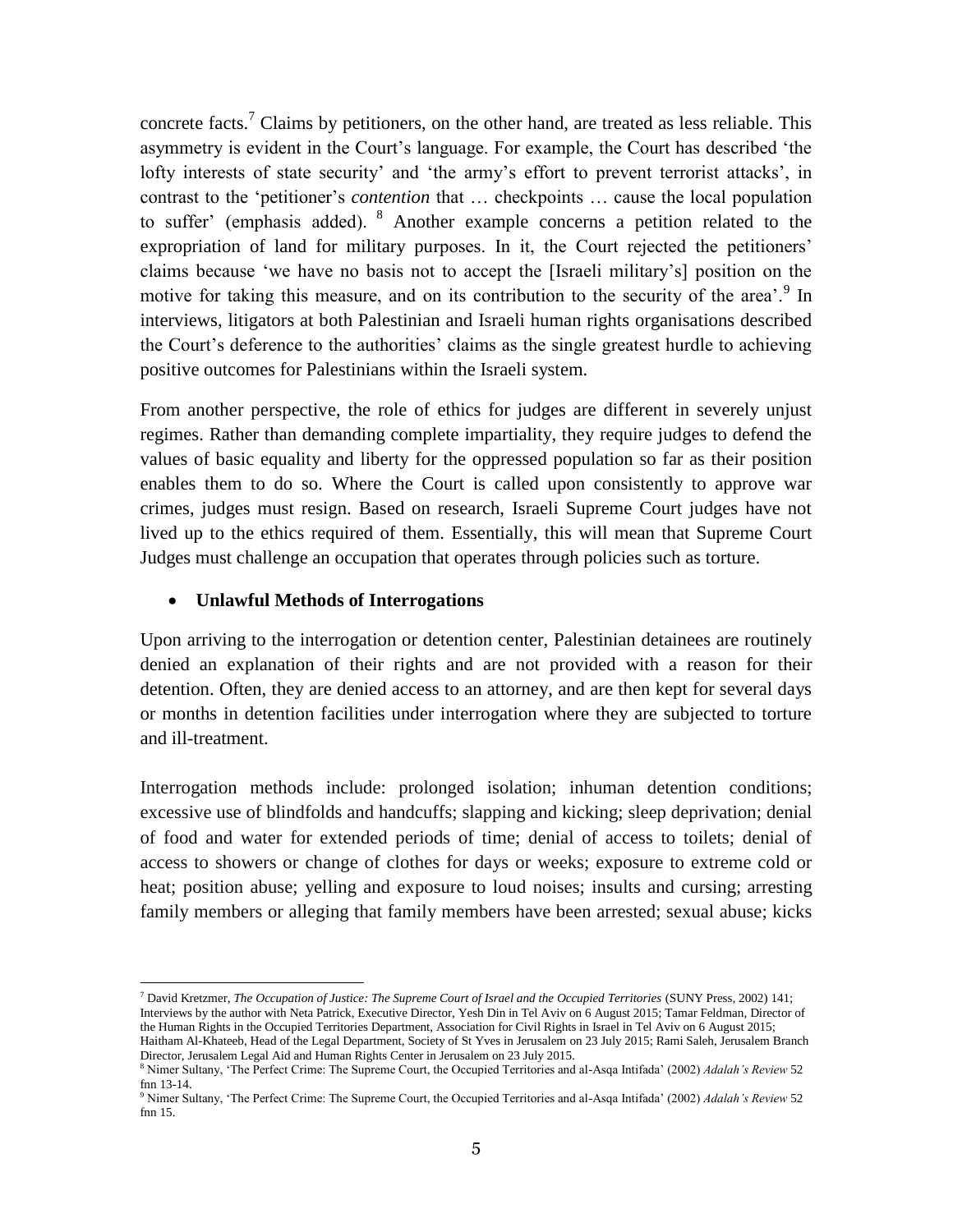concrete facts.[7] Claims by petitioners, on the other hand, are treated as less reliable. This asymmetry is evident in the Court's language. For example, the Court has described 'the lofty interests of state security' and 'the army's effort to prevent terrorist attacks', in contrast to the 'petitioner's *contention* that … checkpoints … cause the local population to suffer' (emphasis added).[8] Another example concerns a petition related to the expropriation of land for military purposes. In it, the Court rejected the petitioners' claims because 'we have no basis not to accept the [Israeli military's] position on the motive for taking this measure, and on its contribution to the security of the area'.[9] In interviews, litigators at both Palestinian and Israeli human rights organisations described the Court's deference to the authorities' claims as the single greatest hurdle to achieving positive outcomes for Palestinians within the Israeli system.

From another perspective, the role of ethics for judges are different in severely unjust regimes. Rather than demanding complete impartiality, they require judges to defend the values of basic equality and liberty for the oppressed population so far as their position enables them to do so. Where the Court is called upon consistently to approve war crimes, judges must resign. Based on research, Israeli Supreme Court judges have not lived up to the ethics required of them. Essentially, this will mean that Supreme Court Judges must challenge an occupation that operates through policies such as torture.

- **Unlawful Methods of Interrogations**

Upon arriving to the interrogation or detention center, Palestinian detainees are routinely denied an explanation of their rights and are not provided with a reason for their detention. Often, they are denied access to an attorney, and are then kept for several days or months in detention facilities under interrogation where they are subjected to torture and ill-treatment.

Interrogation methods include: prolonged isolation; inhuman detention conditions; excessive use of blindfolds and handcuffs; slapping and kicking; sleep deprivation; denial of food and water for extended periods of time; denial of access to toilets; denial of access to showers or change of clothes for days or weeks; exposure to extreme cold or heat; position abuse; yelling and exposure to loud noises; insults and cursing; arresting family members or alleging that family members have been arrested; sexual abuse; kicks

---

[7] David Kretzmer, *The Occupation of Justice: The Supreme Court of Israel and the Occupied Territories* (SUNY Press, 2002) 141; Interviews by the author with Neta Patrick, Executive Director, Yesh Din in Tel Aviv on 6 August 2015; Tamar Feldman, Director of the Human Rights in the Occupied Territories Department, Association for Civil Rights in Israel in Tel Aviv on 6 August 2015; Haitham Al-Khateeb, Head of the Legal Department, Society of St Yves in Jerusalem on 23 July 2015; Rami Saleh, Jerusalem Branch Director, Jerusalem Legal Aid and Human Rights Center in Jerusalem on 23 July 2015.

[8] Nimer Sultany, 'The Perfect Crime: The Supreme Court, the Occupied Territories and al-Asqa Intifada' (2002) *Adalah's Review* 52 fnn 13-14.

[9] Nimer Sultany, 'The Perfect Crime: The Supreme Court, the Occupied Territories and al-Asqa Intifada' (2002) *Adalah's Review* 52 fnn 15.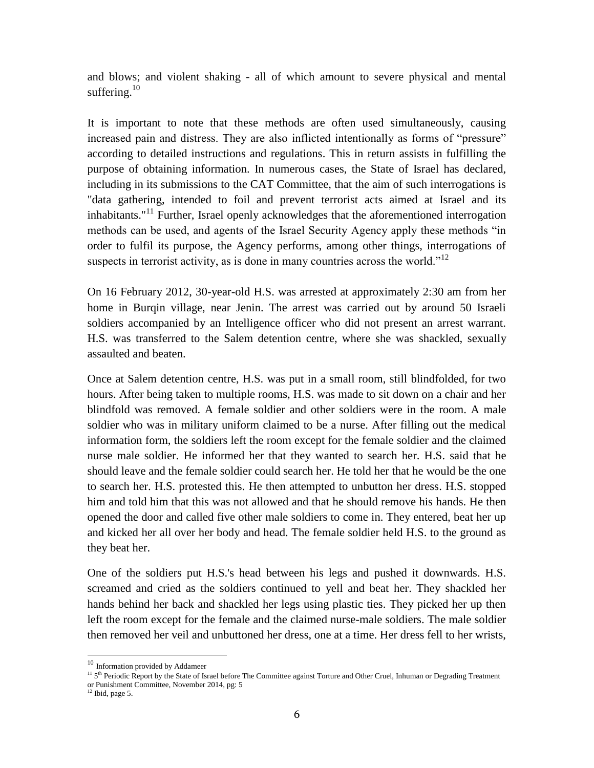and blows; and violent shaking - all of which amount to severe physical and mental suffering.[10]

It is important to note that these methods are often used simultaneously, causing increased pain and distress. They are also inflicted intentionally as forms of "pressure" according to detailed instructions and regulations. This in return assists in fulfilling the purpose of obtaining information. In numerous cases, the State of Israel has declared, including in its submissions to the CAT Committee, that the aim of such interrogations is "data gathering, intended to foil and prevent terrorist acts aimed at Israel and its inhabitants."[11] Further, Israel openly acknowledges that the aforementioned interrogation methods can be used, and agents of the Israel Security Agency apply these methods "in order to fulfil its purpose, the Agency performs, among other things, interrogations of suspects in terrorist activity, as is done in many countries across the world."[12]

On 16 February 2012, 30-year-old H.S. was arrested at approximately 2:30 am from her home in Burqin village, near Jenin. The arrest was carried out by around 50 Israeli soldiers accompanied by an Intelligence officer who did not present an arrest warrant. H.S. was transferred to the Salem detention centre, where she was shackled, sexually assaulted and beaten.

Once at Salem detention centre, H.S. was put in a small room, still blindfolded, for two hours. After being taken to multiple rooms, H.S. was made to sit down on a chair and her blindfold was removed. A female soldier and other soldiers were in the room. A male soldier who was in military uniform claimed to be a nurse. After filling out the medical information form, the soldiers left the room except for the female soldier and the claimed nurse male soldier. He informed her that they wanted to search her. H.S. said that he should leave and the female soldier could search her. He told her that he would be the one to search her. H.S. protested this. He then attempted to unbutton her dress. H.S. stopped him and told him that this was not allowed and that he should remove his hands. He then opened the door and called five other male soldiers to come in. They entered, beat her up and kicked her all over her body and head. The female soldier held H.S. to the ground as they beat her.

One of the soldiers put H.S.'s head between his legs and pushed it downwards. H.S. screamed and cried as the soldiers continued to yell and beat her. They shackled her hands behind her back and shackled her legs using plastic ties. They picked her up then left the room except for the female and the claimed nurse-male soldiers. The male soldier then removed her veil and unbuttoned her dress, one at a time. Her dress fell to her wrists,

[10] Information provided by Addameer

[11] 5th Periodic Report by the State of Israel before The Committee against Torture and Other Cruel, Inhuman or Degrading Treatment or Punishment Committee, November 2014, pg: 5

[12] Ibid, page 5.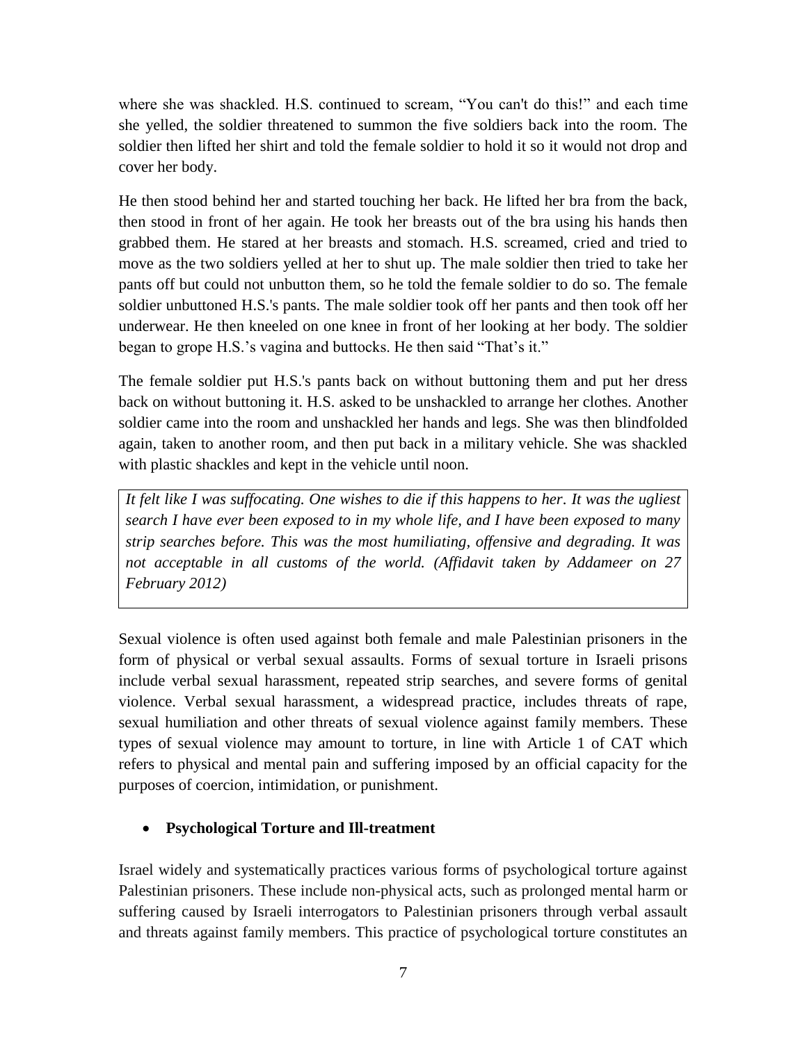where she was shackled. H.S. continued to scream, "You can't do this!" and each time she yelled, the soldier threatened to summon the five soldiers back into the room. The soldier then lifted her shirt and told the female soldier to hold it so it would not drop and cover her body.

He then stood behind her and started touching her back. He lifted her bra from the back, then stood in front of her again. He took her breasts out of the bra using his hands then grabbed them. He stared at her breasts and stomach. H.S. screamed, cried and tried to move as the two soldiers yelled at her to shut up. The male soldier then tried to take her pants off but could not unbutton them, so he told the female soldier to do so. The female soldier unbuttoned H.S.'s pants. The male soldier took off her pants and then took off her underwear. He then kneeled on one knee in front of her looking at her body. The soldier began to grope H.S.'s vagina and buttocks. He then said "That's it."

The female soldier put H.S.'s pants back on without buttoning them and put her dress back on without buttoning it. H.S. asked to be unshackled to arrange her clothes. Another soldier came into the room and unshackled her hands and legs. She was then blindfolded again, taken to another room, and then put back in a military vehicle. She was shackled with plastic shackles and kept in the vehicle until noon.

> *It felt like I was suffocating. One wishes to die if this happens to her. It was the ugliest search I have ever been exposed to in my whole life, and I have been exposed to many strip searches before. This was the most humiliating, offensive and degrading. It was not acceptable in all customs of the world. (Affidavit taken by Addameer on 27 February 2012)*

Sexual violence is often used against both female and male Palestinian prisoners in the form of physical or verbal sexual assaults. Forms of sexual torture in Israeli prisons include verbal sexual harassment, repeated strip searches, and severe forms of genital violence. Verbal sexual harassment, a widespread practice, includes threats of rape, sexual humiliation and other threats of sexual violence against family members. These types of sexual violence may amount to torture, in line with Article 1 of CAT which refers to physical and mental pain and suffering imposed by an official capacity for the purposes of coercion, intimidation, or punishment.

- **Psychological Torture and Ill-treatment**

Israel widely and systematically practices various forms of psychological torture against Palestinian prisoners. These include non-physical acts, such as prolonged mental harm or suffering caused by Israeli interrogators to Palestinian prisoners through verbal assault and threats against family members. This practice of psychological torture constitutes an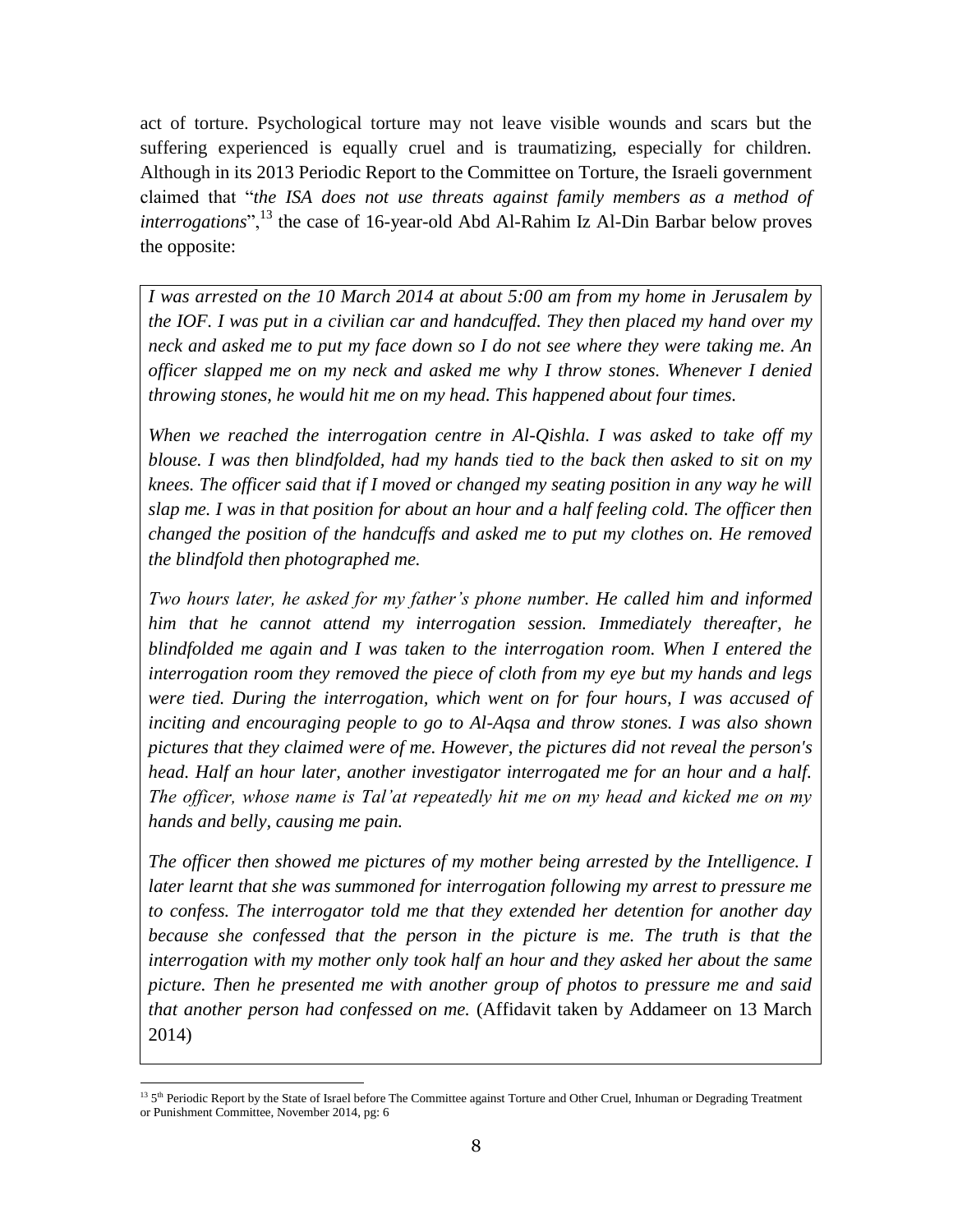act of torture. Psychological torture may not leave visible wounds and scars but the suffering experienced is equally cruel and is traumatizing, especially for children. Although in its 2013 Periodic Report to the Committee on Torture, the Israeli government claimed that "*the ISA does not use threats against family members as a method of interrogations*",[13] the case of 16-year-old Abd Al-Rahim Iz Al-Din Barbar below proves the opposite:

> *I was arrested on the 10 March 2014 at about 5:00 am from my home in Jerusalem by the IOF. I was put in a civilian car and handcuffed. They then placed my hand over my neck and asked me to put my face down so I do not see where they were taking me. An officer slapped me on my neck and asked me why I throw stones. Whenever I denied throwing stones, he would hit me on my head. This happened about four times.*
>
> *When we reached the interrogation centre in Al-Qishla. I was asked to take off my blouse. I was then blindfolded, had my hands tied to the back then asked to sit on my knees. The officer said that if I moved or changed my seating position in any way he will slap me. I was in that position for about an hour and a half feeling cold. The officer then changed the position of the handcuffs and asked me to put my clothes on. He removed the blindfold then photographed me.*
>
> *Two hours later, he asked for my father's phone number. He called him and informed him that he cannot attend my interrogation session. Immediately thereafter, he blindfolded me again and I was taken to the interrogation room. When I entered the interrogation room they removed the piece of cloth from my eye but my hands and legs were tied. During the interrogation, which went on for four hours, I was accused of inciting and encouraging people to go to Al-Aqsa and throw stones. I was also shown pictures that they claimed were of me. However, the pictures did not reveal the person's head. Half an hour later, another investigator interrogated me for an hour and a half. The officer, whose name is Tal'at repeatedly hit me on my head and kicked me on my hands and belly, causing me pain.*
>
> *The officer then showed me pictures of my mother being arrested by the Intelligence. I later learnt that she was summoned for interrogation following my arrest to pressure me to confess. The interrogator told me that they extended her detention for another day because she confessed that the person in the picture is me. The truth is that the interrogation with my mother only took half an hour and they asked her about the same picture. Then he presented me with another group of photos to pressure me and said that another person had confessed on me.* (Affidavit taken by Addameer on 13 March 2014)

[13] 5th Periodic Report by the State of Israel before The Committee against Torture and Other Cruel, Inhuman or Degrading Treatment or Punishment Committee, November 2014, pg: 6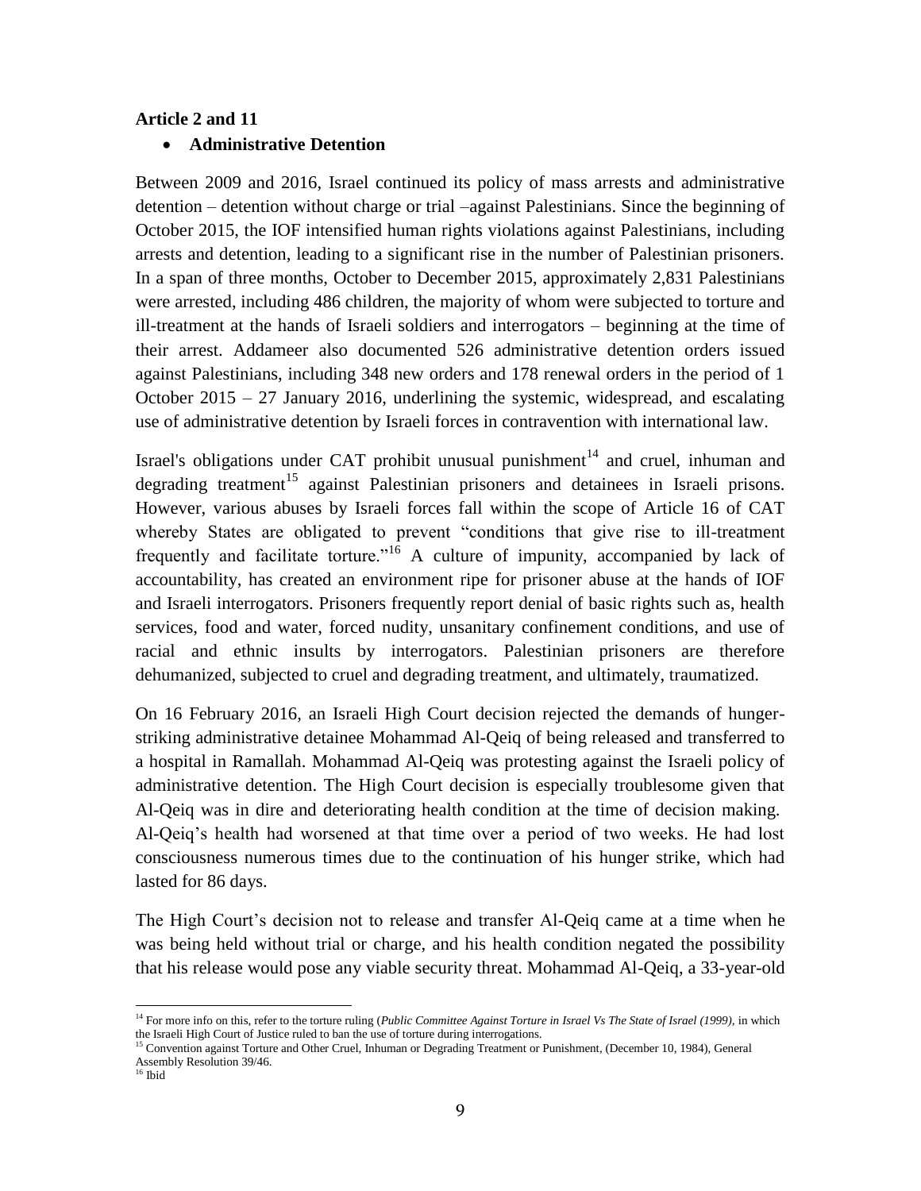**Article 2 and 11**

- **Administrative Detention**

Between 2009 and 2016, Israel continued its policy of mass arrests and administrative detention – detention without charge or trial –against Palestinians. Since the beginning of October 2015, the IOF intensified human rights violations against Palestinians, including arrests and detention, leading to a significant rise in the number of Palestinian prisoners. In a span of three months, October to December 2015, approximately 2,831 Palestinians were arrested, including 486 children, the majority of whom were subjected to torture and ill-treatment at the hands of Israeli soldiers and interrogators – beginning at the time of their arrest. Addameer also documented 526 administrative detention orders issued against Palestinians, including 348 new orders and 178 renewal orders in the period of 1 October 2015 – 27 January 2016, underlining the systemic, widespread, and escalating use of administrative detention by Israeli forces in contravention with international law.

Israel's obligations under CAT prohibit unusual punishment[14] and cruel, inhuman and degrading treatment[15] against Palestinian prisoners and detainees in Israeli prisons. However, various abuses by Israeli forces fall within the scope of Article 16 of CAT whereby States are obligated to prevent "conditions that give rise to ill-treatment frequently and facilitate torture."[16] A culture of impunity, accompanied by lack of accountability, has created an environment ripe for prisoner abuse at the hands of IOF and Israeli interrogators. Prisoners frequently report denial of basic rights such as, health services, food and water, forced nudity, unsanitary confinement conditions, and use of racial and ethnic insults by interrogators. Palestinian prisoners are therefore dehumanized, subjected to cruel and degrading treatment, and ultimately, traumatized.

On 16 February 2016, an Israeli High Court decision rejected the demands of hunger-striking administrative detainee Mohammad Al-Qeiq of being released and transferred to a hospital in Ramallah. Mohammad Al-Qeiq was protesting against the Israeli policy of administrative detention. The High Court decision is especially troublesome given that Al-Qeiq was in dire and deteriorating health condition at the time of decision making. Al-Qeiq's health had worsened at that time over a period of two weeks. He had lost consciousness numerous times due to the continuation of his hunger strike, which had lasted for 86 days.

The High Court's decision not to release and transfer Al-Qeiq came at a time when he was being held without trial or charge, and his health condition negated the possibility that his release would pose any viable security threat. Mohammad Al-Qeiq, a 33-year-old

---

[14] For more info on this, refer to the torture ruling (*Public Committee Against Torture in Israel Vs The State of Israel (1999)*, in which the Israeli High Court of Justice ruled to ban the use of torture during interrogations.

[15] Convention against Torture and Other Cruel, Inhuman or Degrading Treatment or Punishment, (December 10, 1984), General Assembly Resolution 39/46.

[16] Ibid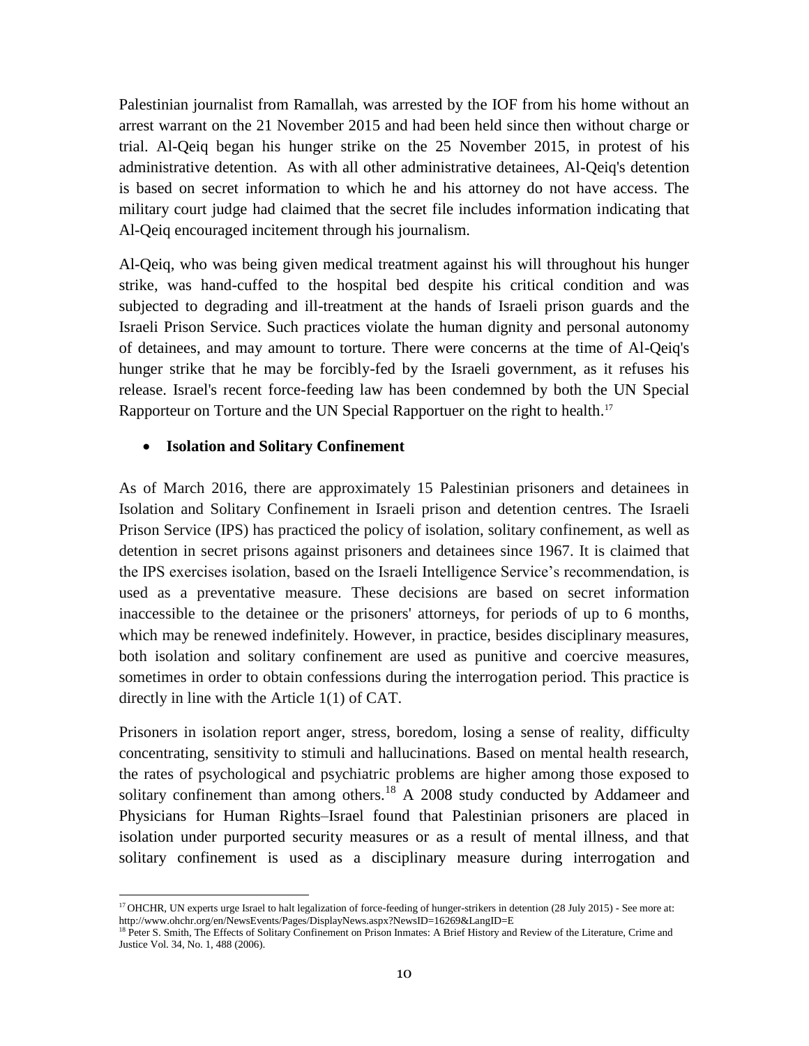Palestinian journalist from Ramallah, was arrested by the IOF from his home without an arrest warrant on the 21 November 2015 and had been held since then without charge or trial. Al-Qeiq began his hunger strike on the 25 November 2015, in protest of his administrative detention. As with all other administrative detainees, Al-Qeiq's detention is based on secret information to which he and his attorney do not have access. The military court judge had claimed that the secret file includes information indicating that Al-Qeiq encouraged incitement through his journalism.

Al-Qeiq, who was being given medical treatment against his will throughout his hunger strike, was hand-cuffed to the hospital bed despite his critical condition and was subjected to degrading and ill-treatment at the hands of Israeli prison guards and the Israeli Prison Service. Such practices violate the human dignity and personal autonomy of detainees, and may amount to torture. There were concerns at the time of Al-Qeiq's hunger strike that he may be forcibly-fed by the Israeli government, as it refuses his release. Israel's recent force-feeding law has been condemned by both the UN Special Rapporteur on Torture and the UN Special Rapportuer on the right to health.[17]

- **Isolation and Solitary Confinement**

As of March 2016, there are approximately 15 Palestinian prisoners and detainees in Isolation and Solitary Confinement in Israeli prison and detention centres. The Israeli Prison Service (IPS) has practiced the policy of isolation, solitary confinement, as well as detention in secret prisons against prisoners and detainees since 1967. It is claimed that the IPS exercises isolation, based on the Israeli Intelligence Service's recommendation, is used as a preventative measure. These decisions are based on secret information inaccessible to the detainee or the prisoners' attorneys, for periods of up to 6 months, which may be renewed indefinitely. However, in practice, besides disciplinary measures, both isolation and solitary confinement are used as punitive and coercive measures, sometimes in order to obtain confessions during the interrogation period. This practice is directly in line with the Article 1(1) of CAT.

Prisoners in isolation report anger, stress, boredom, losing a sense of reality, difficulty concentrating, sensitivity to stimuli and hallucinations. Based on mental health research, the rates of psychological and psychiatric problems are higher among those exposed to solitary confinement than among others.[18] A 2008 study conducted by Addameer and Physicians for Human Rights–Israel found that Palestinian prisoners are placed in isolation under purported security measures or as a result of mental illness, and that solitary confinement is used as a disciplinary measure during interrogation and

[17] OHCHR, UN experts urge Israel to halt legalization of force-feeding of hunger-strikers in detention (28 July 2015) - See more at: http://www.ohchr.org/en/NewsEvents/Pages/DisplayNews.aspx?NewsID=16269&LangID=E

[18] Peter S. Smith, The Effects of Solitary Confinement on Prison Inmates: A Brief History and Review of the Literature, Crime and Justice Vol. 34, No. 1, 488 (2006).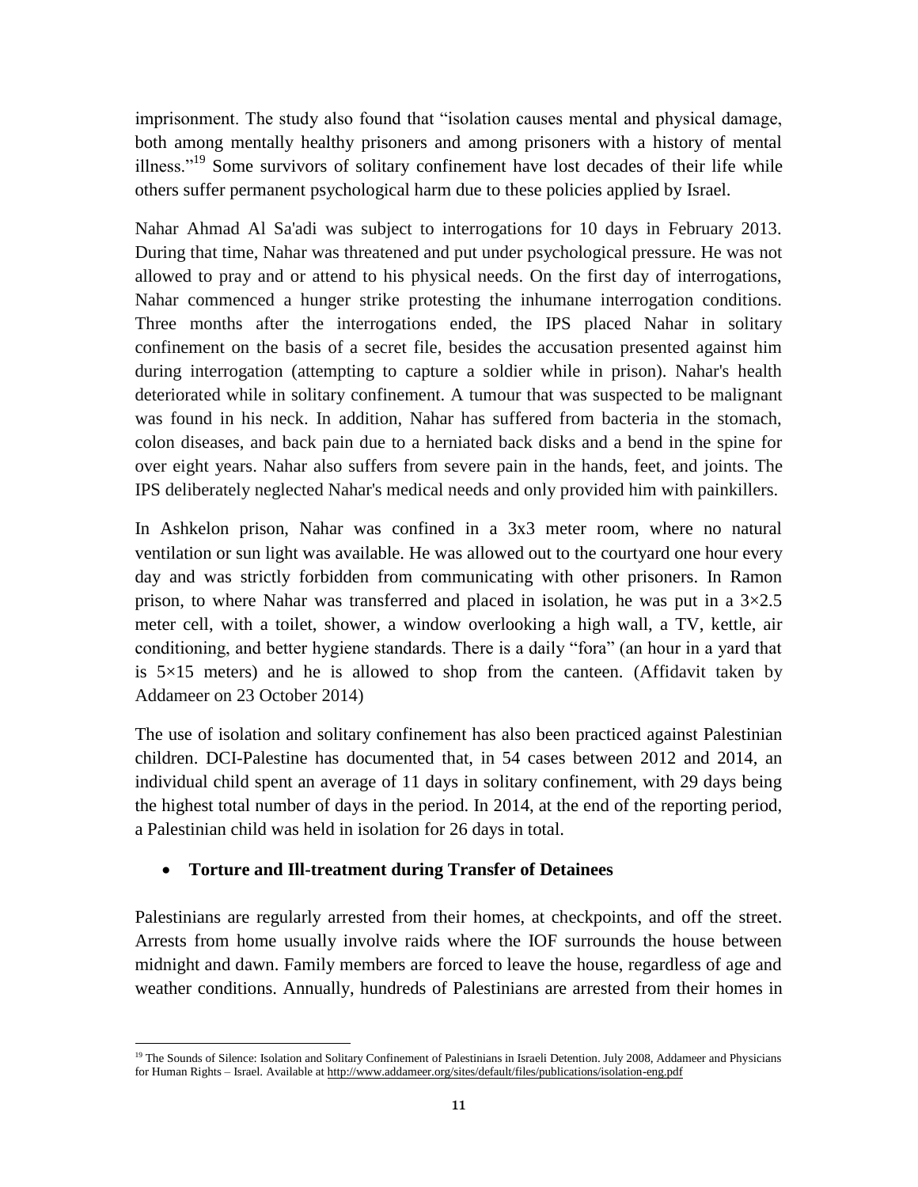imprisonment. The study also found that "isolation causes mental and physical damage, both among mentally healthy prisoners and among prisoners with a history of mental illness."[19] Some survivors of solitary confinement have lost decades of their life while others suffer permanent psychological harm due to these policies applied by Israel.

Nahar Ahmad Al Sa'adi was subject to interrogations for 10 days in February 2013. During that time, Nahar was threatened and put under psychological pressure. He was not allowed to pray and or attend to his physical needs. On the first day of interrogations, Nahar commenced a hunger strike protesting the inhumane interrogation conditions. Three months after the interrogations ended, the IPS placed Nahar in solitary confinement on the basis of a secret file, besides the accusation presented against him during interrogation (attempting to capture a soldier while in prison). Nahar's health deteriorated while in solitary confinement. A tumour that was suspected to be malignant was found in his neck. In addition, Nahar has suffered from bacteria in the stomach, colon diseases, and back pain due to a herniated back disks and a bend in the spine for over eight years. Nahar also suffers from severe pain in the hands, feet, and joints. The IPS deliberately neglected Nahar's medical needs and only provided him with painkillers.

In Ashkelon prison, Nahar was confined in a 3x3 meter room, where no natural ventilation or sun light was available. He was allowed out to the courtyard one hour every day and was strictly forbidden from communicating with other prisoners. In Ramon prison, to where Nahar was transferred and placed in isolation, he was put in a 3×2.5 meter cell, with a toilet, shower, a window overlooking a high wall, a TV, kettle, air conditioning, and better hygiene standards. There is a daily "fora" (an hour in a yard that is 5×15 meters) and he is allowed to shop from the canteen. (Affidavit taken by Addameer on 23 October 2014)

The use of isolation and solitary confinement has also been practiced against Palestinian children. DCI-Palestine has documented that, in 54 cases between 2012 and 2014, an individual child spent an average of 11 days in solitary confinement, with 29 days being the highest total number of days in the period. In 2014, at the end of the reporting period, a Palestinian child was held in isolation for 26 days in total.

- **Torture and Ill-treatment during Transfer of Detainees**

Palestinians are regularly arrested from their homes, at checkpoints, and off the street. Arrests from home usually involve raids where the IOF surrounds the house between midnight and dawn. Family members are forced to leave the house, regardless of age and weather conditions. Annually, hundreds of Palestinians are arrested from their homes in

[19] The Sounds of Silence: Isolation and Solitary Confinement of Palestinians in Israeli Detention. July 2008, Addameer and Physicians for Human Rights – Israel. Available at http://www.addameer.org/sites/default/files/publications/isolation-eng.pdf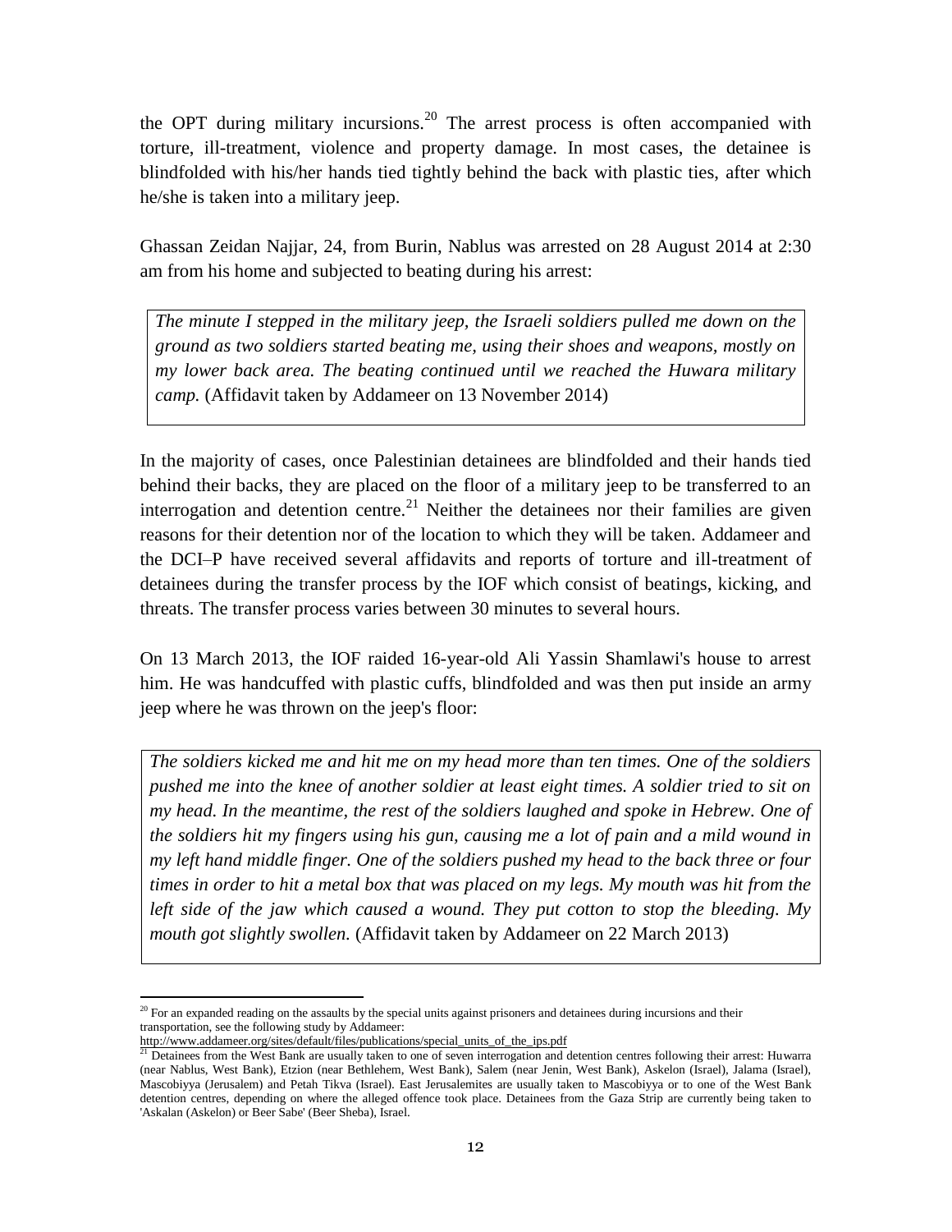the OPT during military incursions.[20] The arrest process is often accompanied with torture, ill-treatment, violence and property damage. In most cases, the detainee is blindfolded with his/her hands tied tightly behind the back with plastic ties, after which he/she is taken into a military jeep.

Ghassan Zeidan Najjar, 24, from Burin, Nablus was arrested on 28 August 2014 at 2:30 am from his home and subjected to beating during his arrest:

> *The minute I stepped in the military jeep, the Israeli soldiers pulled me down on the ground as two soldiers started beating me, using their shoes and weapons, mostly on my lower back area. The beating continued until we reached the Huwara military camp.* (Affidavit taken by Addameer on 13 November 2014)

In the majority of cases, once Palestinian detainees are blindfolded and their hands tied behind their backs, they are placed on the floor of a military jeep to be transferred to an interrogation and detention centre.[21] Neither the detainees nor their families are given reasons for their detention nor of the location to which they will be taken. Addameer and the DCI–P have received several affidavits and reports of torture and ill-treatment of detainees during the transfer process by the IOF which consist of beatings, kicking, and threats. The transfer process varies between 30 minutes to several hours.

On 13 March 2013, the IOF raided 16-year-old Ali Yassin Shamlawi's house to arrest him. He was handcuffed with plastic cuffs, blindfolded and was then put inside an army jeep where he was thrown on the jeep's floor:

> *The soldiers kicked me and hit me on my head more than ten times. One of the soldiers pushed me into the knee of another soldier at least eight times. A soldier tried to sit on my head. In the meantime, the rest of the soldiers laughed and spoke in Hebrew. One of the soldiers hit my fingers using his gun, causing me a lot of pain and a mild wound in my left hand middle finger. One of the soldiers pushed my head to the back three or four times in order to hit a metal box that was placed on my legs. My mouth was hit from the left side of the jaw which caused a wound. They put cotton to stop the bleeding. My mouth got slightly swollen.* (Affidavit taken by Addameer on 22 March 2013)

---

[20] For an expanded reading on the assaults by the special units against prisoners and detainees during incursions and their transportation, see the following study by Addameer: http://www.addameer.org/sites/default/files/publications/special_units_of_the_ips.pdf

[21] Detainees from the West Bank are usually taken to one of seven interrogation and detention centres following their arrest: Huwarra (near Nablus, West Bank), Etzion (near Bethlehem, West Bank), Salem (near Jenin, West Bank), Askelon (Israel), Jalama (Israel), Mascobiyya (Jerusalem) and Petah Tikva (Israel). East Jerusalemites are usually taken to Mascobiyya or to one of the West Bank detention centres, depending on where the alleged offence took place. Detainees from the Gaza Strip are currently being taken to 'Askalan (Askelon) or Beer Sabe' (Beer Sheba), Israel.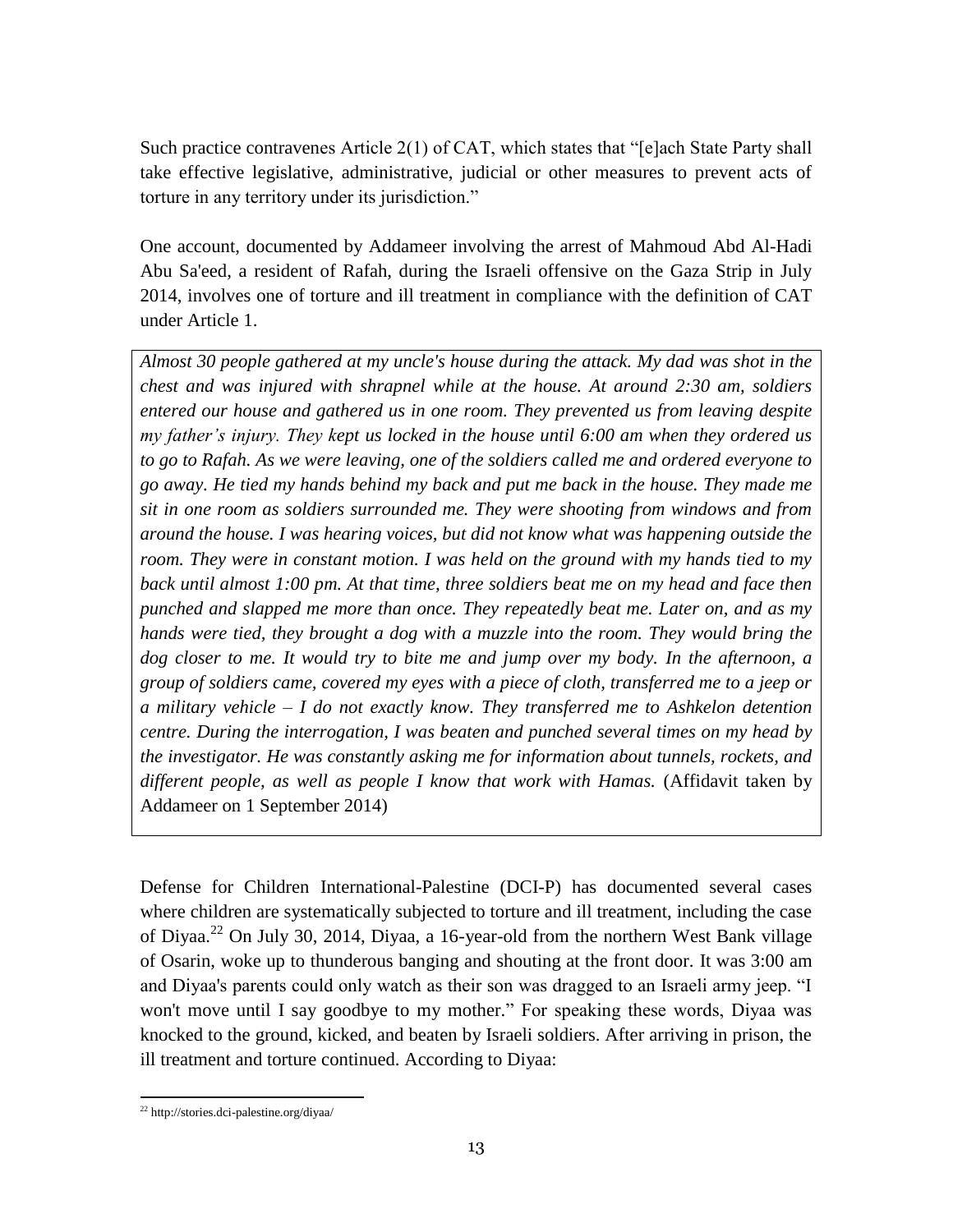Such practice contravenes Article 2(1) of CAT, which states that "[e]ach State Party shall take effective legislative, administrative, judicial or other measures to prevent acts of torture in any territory under its jurisdiction."

One account, documented by Addameer involving the arrest of Mahmoud Abd Al-Hadi Abu Sa'eed, a resident of Rafah, during the Israeli offensive on the Gaza Strip in July 2014, involves one of torture and ill treatment in compliance with the definition of CAT under Article 1.

> *Almost 30 people gathered at my uncle's house during the attack. My dad was shot in the chest and was injured with shrapnel while at the house. At around 2:30 am, soldiers entered our house and gathered us in one room. They prevented us from leaving despite my father's injury. They kept us locked in the house until 6:00 am when they ordered us to go to Rafah. As we were leaving, one of the soldiers called me and ordered everyone to go away. He tied my hands behind my back and put me back in the house. They made me sit in one room as soldiers surrounded me. They were shooting from windows and from around the house. I was hearing voices, but did not know what was happening outside the room. They were in constant motion. I was held on the ground with my hands tied to my back until almost 1:00 pm. At that time, three soldiers beat me on my head and face then punched and slapped me more than once. They repeatedly beat me. Later on, and as my hands were tied, they brought a dog with a muzzle into the room. They would bring the dog closer to me. It would try to bite me and jump over my body. In the afternoon, a group of soldiers came, covered my eyes with a piece of cloth, transferred me to a jeep or a military vehicle – I do not exactly know. They transferred me to Ashkelon detention centre. During the interrogation, I was beaten and punched several times on my head by the investigator. He was constantly asking me for information about tunnels, rockets, and different people, as well as people I know that work with Hamas.* (Affidavit taken by Addameer on 1 September 2014)

Defense for Children International-Palestine (DCI-P) has documented several cases where children are systematically subjected to torture and ill treatment, including the case of Diyaa.[22] On July 30, 2014, Diyaa, a 16-year-old from the northern West Bank village of Osarin, woke up to thunderous banging and shouting at the front door. It was 3:00 am and Diyaa's parents could only watch as their son was dragged to an Israeli army jeep. "I won't move until I say goodbye to my mother." For speaking these words, Diyaa was knocked to the ground, kicked, and beaten by Israeli soldiers. After arriving in prison, the ill treatment and torture continued. According to Diyaa:

[22] http://stories.dci-palestine.org/diyaa/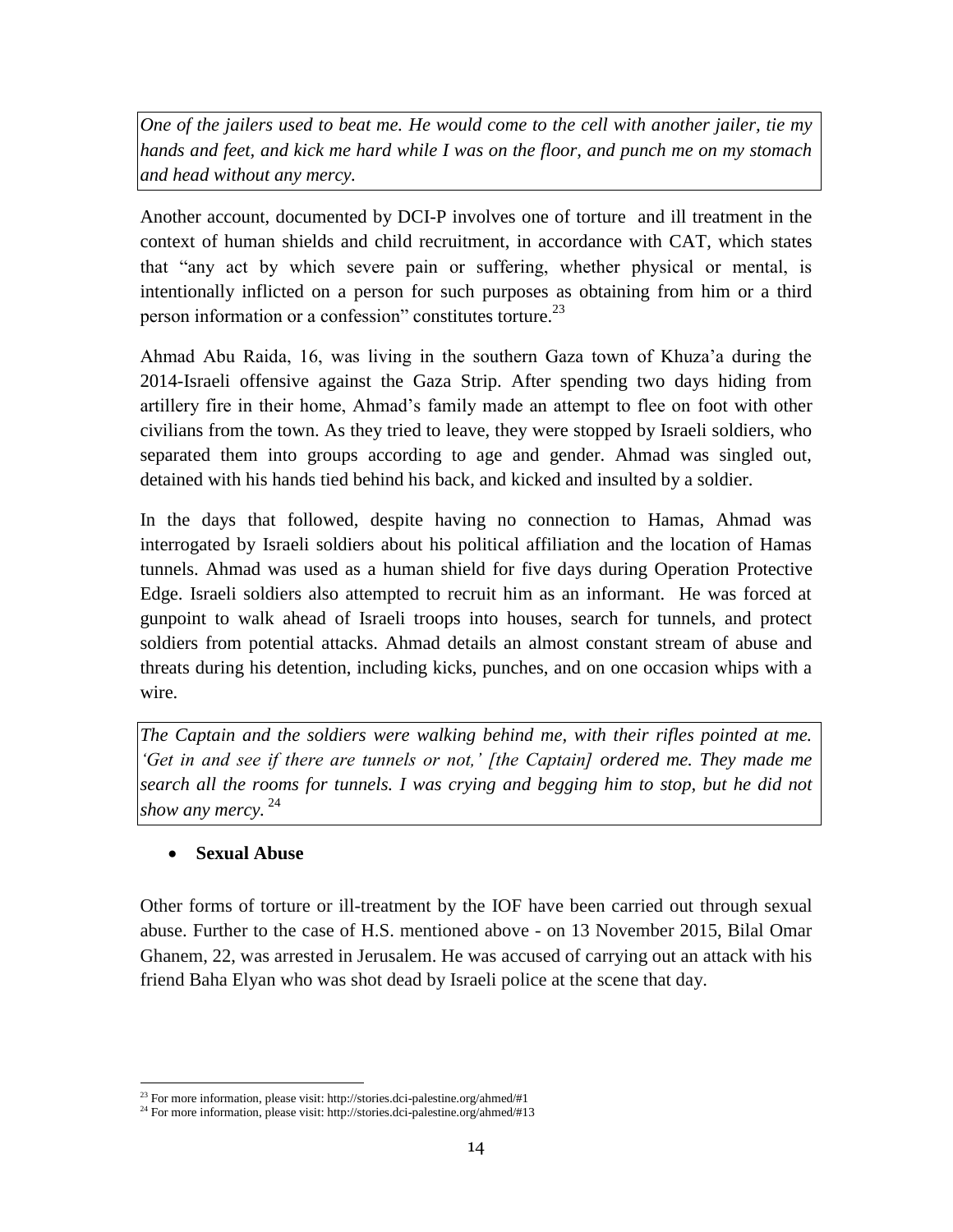*One of the jailers used to beat me. He would come to the cell with another jailer, tie my hands and feet, and kick me hard while I was on the floor, and punch me on my stomach and head without any mercy.*

Another account, documented by DCI-P involves one of torture and ill treatment in the context of human shields and child recruitment, in accordance with CAT, which states that "any act by which severe pain or suffering, whether physical or mental, is intentionally inflicted on a person for such purposes as obtaining from him or a third person information or a confession" constitutes torture.[23]

Ahmad Abu Raida, 16, was living in the southern Gaza town of Khuza'a during the 2014-Israeli offensive against the Gaza Strip. After spending two days hiding from artillery fire in their home, Ahmad's family made an attempt to flee on foot with other civilians from the town. As they tried to leave, they were stopped by Israeli soldiers, who separated them into groups according to age and gender. Ahmad was singled out, detained with his hands tied behind his back, and kicked and insulted by a soldier.

In the days that followed, despite having no connection to Hamas, Ahmad was interrogated by Israeli soldiers about his political affiliation and the location of Hamas tunnels. Ahmad was used as a human shield for five days during Operation Protective Edge. Israeli soldiers also attempted to recruit him as an informant. He was forced at gunpoint to walk ahead of Israeli troops into houses, search for tunnels, and protect soldiers from potential attacks. Ahmad details an almost constant stream of abuse and threats during his detention, including kicks, punches, and on one occasion whips with a wire.

*The Captain and the soldiers were walking behind me, with their rifles pointed at me. 'Get in and see if there are tunnels or not,' [the Captain] ordered me. They made me search all the rooms for tunnels. I was crying and begging him to stop, but he did not show any mercy.* [24]

- **Sexual Abuse**

Other forms of torture or ill-treatment by the IOF have been carried out through sexual abuse. Further to the case of H.S. mentioned above - on 13 November 2015, Bilal Omar Ghanem, 22, was arrested in Jerusalem. He was accused of carrying out an attack with his friend Baha Elyan who was shot dead by Israeli police at the scene that day.

[23] For more information, please visit: http://stories.dci-palestine.org/ahmed/#1

[24] For more information, please visit: http://stories.dci-palestine.org/ahmed/#13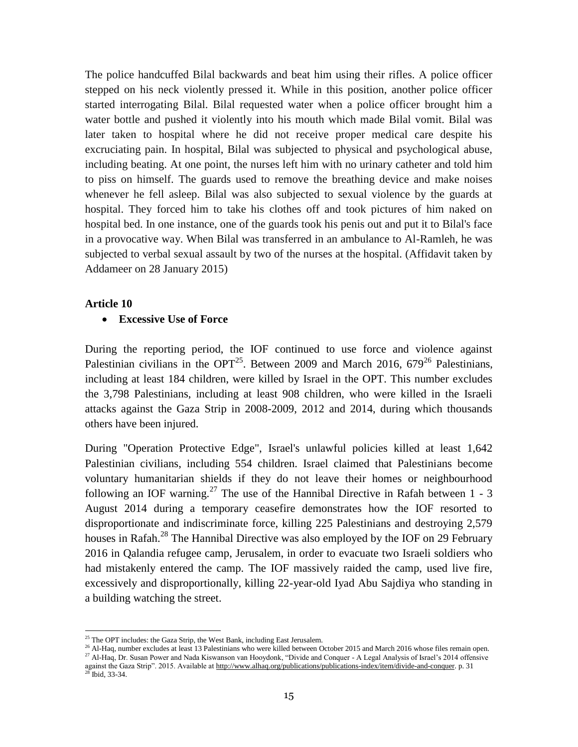The police handcuffed Bilal backwards and beat him using their rifles. A police officer stepped on his neck violently pressed it. While in this position, another police officer started interrogating Bilal. Bilal requested water when a police officer brought him a water bottle and pushed it violently into his mouth which made Bilal vomit. Bilal was later taken to hospital where he did not receive proper medical care despite his excruciating pain. In hospital, Bilal was subjected to physical and psychological abuse, including beating. At one point, the nurses left him with no urinary catheter and told him to piss on himself. The guards used to remove the breathing device and make noises whenever he fell asleep. Bilal was also subjected to sexual violence by the guards at hospital. They forced him to take his clothes off and took pictures of him naked on hospital bed. In one instance, one of the guards took his penis out and put it to Bilal's face in a provocative way. When Bilal was transferred in an ambulance to Al-Ramleh, he was subjected to verbal sexual assault by two of the nurses at the hospital. (Affidavit taken by Addameer on 28 January 2015)

### Article 10

- **Excessive Use of Force**

During the reporting period, the IOF continued to use force and violence against Palestinian civilians in the OPT[25]. Between 2009 and March 2016, 679[26] Palestinians, including at least 184 children, were killed by Israel in the OPT. This number excludes the 3,798 Palestinians, including at least 908 children, who were killed in the Israeli attacks against the Gaza Strip in 2008-2009, 2012 and 2014, during which thousands others have been injured.

During "Operation Protective Edge", Israel's unlawful policies killed at least 1,642 Palestinian civilians, including 554 children. Israel claimed that Palestinians become voluntary humanitarian shields if they do not leave their homes or neighbourhood following an IOF warning.[27] The use of the Hannibal Directive in Rafah between 1 - 3 August 2014 during a temporary ceasefire demonstrates how the IOF resorted to disproportionate and indiscriminate force, killing 225 Palestinians and destroying 2,579 houses in Rafah.[28] The Hannibal Directive was also employed by the IOF on 29 February 2016 in Qalandia refugee camp, Jerusalem, in order to evacuate two Israeli soldiers who had mistakenly entered the camp. The IOF massively raided the camp, used live fire, excessively and disproportionally, killing 22-year-old Iyad Abu Sajdiya who standing in a building watching the street.

---

[25] The OPT includes: the Gaza Strip, the West Bank, including East Jerusalem.

[26] Al-Haq, number excludes at least 13 Palestinians who were killed between October 2015 and March 2016 whose files remain open.

[27] Al-Haq, Dr. Susan Power and Nada Kiswanson van Hooydonk, "Divide and Conquer - A Legal Analysis of Israel's 2014 offensive against the Gaza Strip". 2015. Available at http://www.alhaq.org/publications/publications-index/item/divide-and-conquer. p. 31

[28] Ibid, 33-34.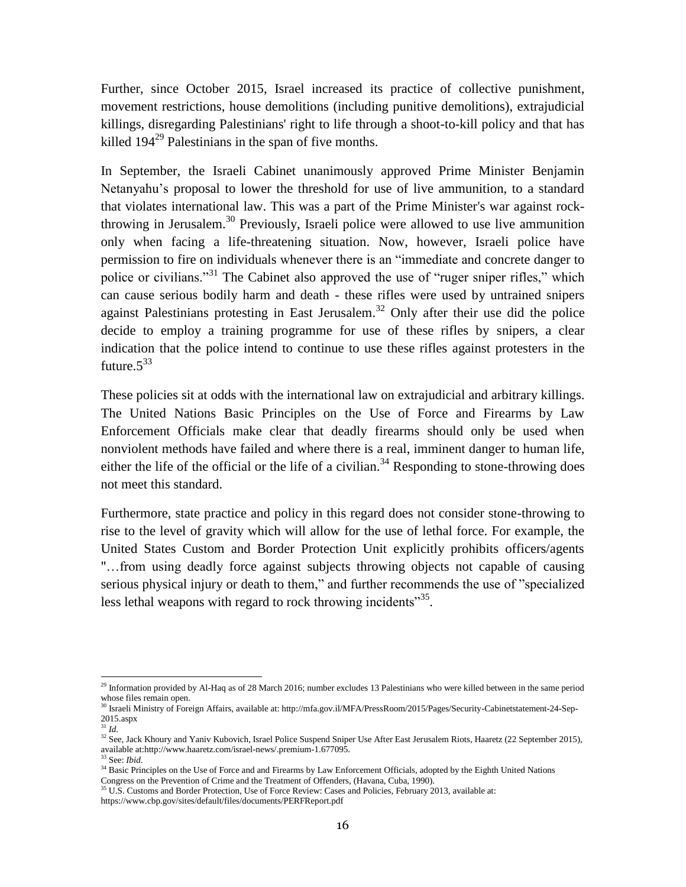Further, since October 2015, Israel increased its practice of collective punishment, movement restrictions, house demolitions (including punitive demolitions), extrajudicial killings, disregarding Palestinians' right to life through a shoot-to-kill policy and that has killed 194[29] Palestinians in the span of five months.

In September, the Israeli Cabinet unanimously approved Prime Minister Benjamin Netanyahu's proposal to lower the threshold for use of live ammunition, to a standard that violates international law. This was a part of the Prime Minister's war against rock-throwing in Jerusalem.[30] Previously, Israeli police were allowed to use live ammunition only when facing a life-threatening situation. Now, however, Israeli police have permission to fire on individuals whenever there is an "immediate and concrete danger to police or civilians."[31] The Cabinet also approved the use of "ruger sniper rifles," which can cause serious bodily harm and death - these rifles were used by untrained snipers against Palestinians protesting in East Jerusalem.[32] Only after their use did the police decide to employ a training programme for use of these rifles by snipers, a clear indication that the police intend to continue to use these rifles against protesters in the future.5[33]

These policies sit at odds with the international law on extrajudicial and arbitrary killings. The United Nations Basic Principles on the Use of Force and Firearms by Law Enforcement Officials make clear that deadly firearms should only be used when nonviolent methods have failed and where there is a real, imminent danger to human life, either the life of the official or the life of a civilian.[34] Responding to stone-throwing does not meet this standard.

Furthermore, state practice and policy in this regard does not consider stone-throwing to rise to the level of gravity which will allow for the use of lethal force. For example, the United States Custom and Border Protection Unit explicitly prohibits officers/agents "…from using deadly force against subjects throwing objects not capable of causing serious physical injury or death to them," and further recommends the use of "specialized less lethal weapons with regard to rock throwing incidents"[35].

---

[29] Information provided by Al-Haq as of 28 March 2016; number excludes 13 Palestinians who were killed between in the same period whose files remain open.

[30] Israeli Ministry of Foreign Affairs, available at: http://mfa.gov.il/MFA/PressRoom/2015/Pages/Security-Cabinetstatement-24-Sep-2015.aspx

[31] *Id.*

[32] See, Jack Khoury and Yaniv Kubovich, Israel Police Suspend Sniper Use After East Jerusalem Riots, Haaretz (22 September 2015), available at:http://www.haaretz.com/israel-news/.premium-1.677095.

[33] See: *Ibid.*

[34] Basic Principles on the Use of Force and and Firearms by Law Enforcement Officials, adopted by the Eighth United Nations Congress on the Prevention of Crime and the Treatment of Offenders, (Havana, Cuba, 1990).

[35] U.S. Customs and Border Protection, Use of Force Review: Cases and Policies, February 2013, available at: https://www.cbp.gov/sites/default/files/documents/PERFReport.pdf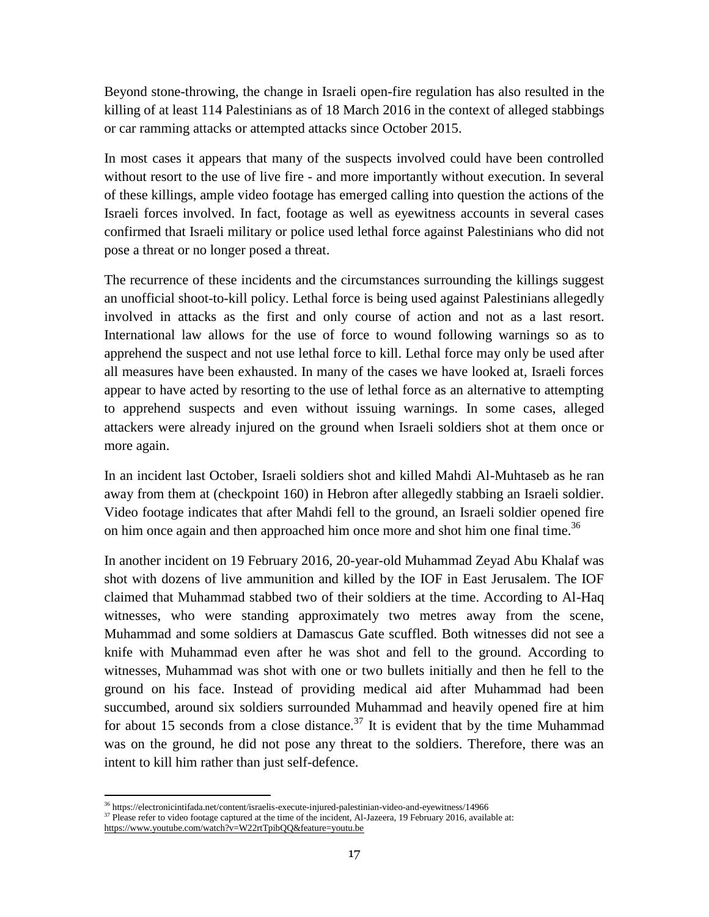Beyond stone-throwing, the change in Israeli open-fire regulation has also resulted in the killing of at least 114 Palestinians as of 18 March 2016 in the context of alleged stabbings or car ramming attacks or attempted attacks since October 2015.

In most cases it appears that many of the suspects involved could have been controlled without resort to the use of live fire - and more importantly without execution. In several of these killings, ample video footage has emerged calling into question the actions of the Israeli forces involved. In fact, footage as well as eyewitness accounts in several cases confirmed that Israeli military or police used lethal force against Palestinians who did not pose a threat or no longer posed a threat.

The recurrence of these incidents and the circumstances surrounding the killings suggest an unofficial shoot-to-kill policy. Lethal force is being used against Palestinians allegedly involved in attacks as the first and only course of action and not as a last resort. International law allows for the use of force to wound following warnings so as to apprehend the suspect and not use lethal force to kill. Lethal force may only be used after all measures have been exhausted. In many of the cases we have looked at, Israeli forces appear to have acted by resorting to the use of lethal force as an alternative to attempting to apprehend suspects and even without issuing warnings. In some cases, alleged attackers were already injured on the ground when Israeli soldiers shot at them once or more again.

In an incident last October, Israeli soldiers shot and killed Mahdi Al-Muhtaseb as he ran away from them at (checkpoint 160) in Hebron after allegedly stabbing an Israeli soldier. Video footage indicates that after Mahdi fell to the ground, an Israeli soldier opened fire on him once again and then approached him once more and shot him one final time.[36]

In another incident on 19 February 2016, 20-year-old Muhammad Zeyad Abu Khalaf was shot with dozens of live ammunition and killed by the IOF in East Jerusalem. The IOF claimed that Muhammad stabbed two of their soldiers at the time. According to Al-Haq witnesses, who were standing approximately two metres away from the scene, Muhammad and some soldiers at Damascus Gate scuffled. Both witnesses did not see a knife with Muhammad even after he was shot and fell to the ground. According to witnesses, Muhammad was shot with one or two bullets initially and then he fell to the ground on his face. Instead of providing medical aid after Muhammad had been succumbed, around six soldiers surrounded Muhammad and heavily opened fire at him for about 15 seconds from a close distance.[37] It is evident that by the time Muhammad was on the ground, he did not pose any threat to the soldiers. Therefore, there was an intent to kill him rather than just self-defence.

---

[36] https://electronicintifada.net/content/israelis-execute-injured-palestinian-video-and-eyewitness/14966

[37] Please refer to video footage captured at the time of the incident, Al-Jazeera, 19 February 2016, available at: https://www.youtube.com/watch?v=W22rtTpibQQ&feature=youtu.be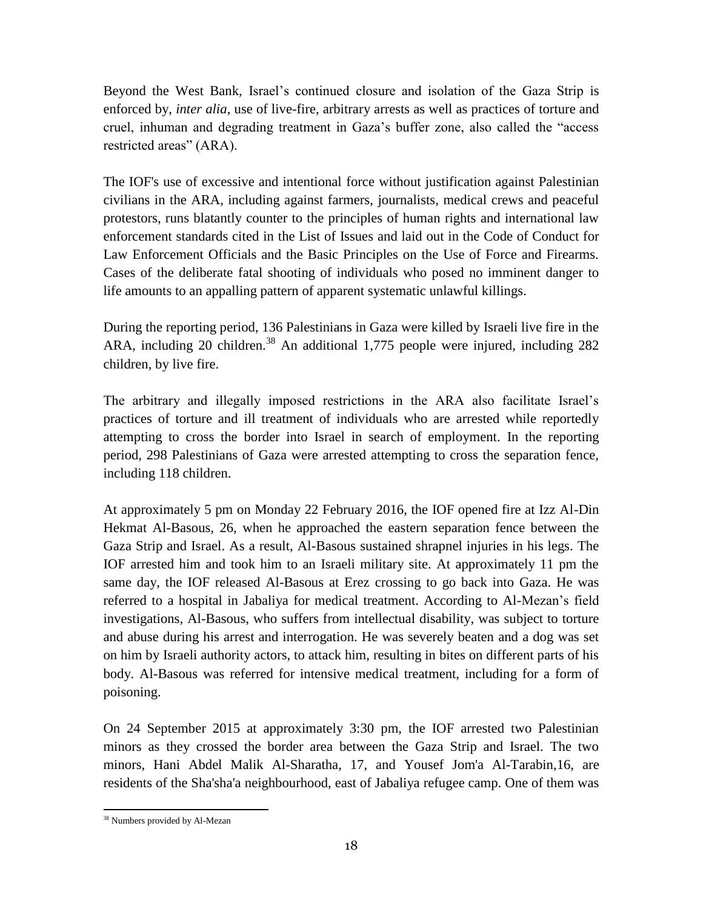Beyond the West Bank, Israel's continued closure and isolation of the Gaza Strip is enforced by, *inter alia*, use of live-fire, arbitrary arrests as well as practices of torture and cruel, inhuman and degrading treatment in Gaza's buffer zone, also called the "access restricted areas" (ARA).

The IOF's use of excessive and intentional force without justification against Palestinian civilians in the ARA, including against farmers, journalists, medical crews and peaceful protestors, runs blatantly counter to the principles of human rights and international law enforcement standards cited in the List of Issues and laid out in the Code of Conduct for Law Enforcement Officials and the Basic Principles on the Use of Force and Firearms. Cases of the deliberate fatal shooting of individuals who posed no imminent danger to life amounts to an appalling pattern of apparent systematic unlawful killings.

During the reporting period, 136 Palestinians in Gaza were killed by Israeli live fire in the ARA, including 20 children.[38] An additional 1,775 people were injured, including 282 children, by live fire.

The arbitrary and illegally imposed restrictions in the ARA also facilitate Israel's practices of torture and ill treatment of individuals who are arrested while reportedly attempting to cross the border into Israel in search of employment. In the reporting period, 298 Palestinians of Gaza were arrested attempting to cross the separation fence, including 118 children.

At approximately 5 pm on Monday 22 February 2016, the IOF opened fire at Izz Al-Din Hekmat Al-Basous, 26, when he approached the eastern separation fence between the Gaza Strip and Israel. As a result, Al-Basous sustained shrapnel injuries in his legs. The IOF arrested him and took him to an Israeli military site. At approximately 11 pm the same day, the IOF released Al-Basous at Erez crossing to go back into Gaza. He was referred to a hospital in Jabaliya for medical treatment. According to Al-Mezan's field investigations, Al-Basous, who suffers from intellectual disability, was subject to torture and abuse during his arrest and interrogation. He was severely beaten and a dog was set on him by Israeli authority actors, to attack him, resulting in bites on different parts of his body. Al-Basous was referred for intensive medical treatment, including for a form of poisoning.

On 24 September 2015 at approximately 3:30 pm, the IOF arrested two Palestinian minors as they crossed the border area between the Gaza Strip and Israel. The two minors, Hani Abdel Malik Al-Sharatha, 17, and Yousef Jom'a Al-Tarabin,16, are residents of the Sha'sha'a neighbourhood, east of Jabaliya refugee camp. One of them was

[38] Numbers provided by Al-Mezan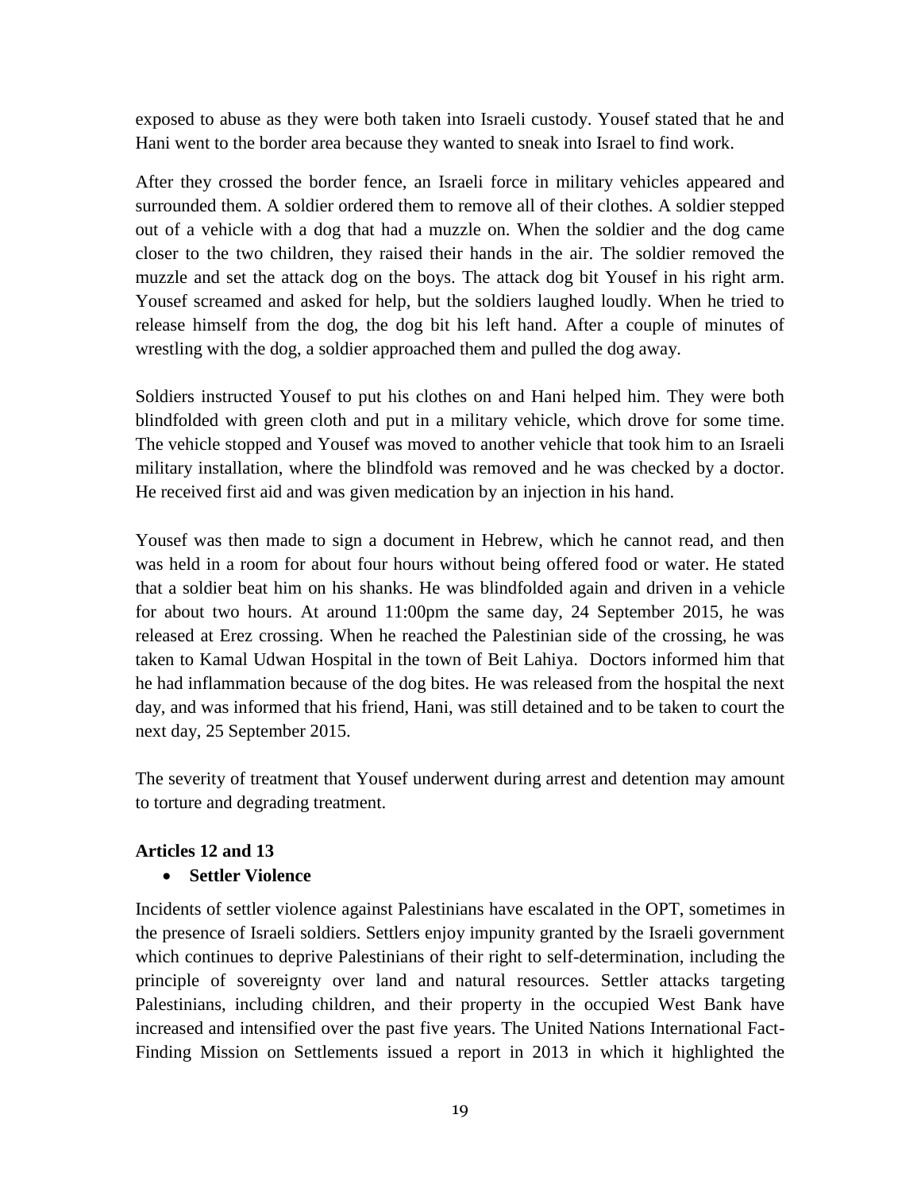exposed to abuse as they were both taken into Israeli custody. Yousef stated that he and Hani went to the border area because they wanted to sneak into Israel to find work.

After they crossed the border fence, an Israeli force in military vehicles appeared and surrounded them. A soldier ordered them to remove all of their clothes. A soldier stepped out of a vehicle with a dog that had a muzzle on. When the soldier and the dog came closer to the two children, they raised their hands in the air. The soldier removed the muzzle and set the attack dog on the boys. The attack dog bit Yousef in his right arm. Yousef screamed and asked for help, but the soldiers laughed loudly. When he tried to release himself from the dog, the dog bit his left hand. After a couple of minutes of wrestling with the dog, a soldier approached them and pulled the dog away.

Soldiers instructed Yousef to put his clothes on and Hani helped him. They were both blindfolded with green cloth and put in a military vehicle, which drove for some time. The vehicle stopped and Yousef was moved to another vehicle that took him to an Israeli military installation, where the blindfold was removed and he was checked by a doctor. He received first aid and was given medication by an injection in his hand.

Yousef was then made to sign a document in Hebrew, which he cannot read, and then was held in a room for about four hours without being offered food or water. He stated that a soldier beat him on his shanks. He was blindfolded again and driven in a vehicle for about two hours. At around 11:00pm the same day, 24 September 2015, he was released at Erez crossing. When he reached the Palestinian side of the crossing, he was taken to Kamal Udwan Hospital in the town of Beit Lahiya. Doctors informed him that he had inflammation because of the dog bites. He was released from the hospital the next day, and was informed that his friend, Hani, was still detained and to be taken to court the next day, 25 September 2015.

The severity of treatment that Yousef underwent during arrest and detention may amount to torture and degrading treatment.

**Articles 12 and 13**

- **Settler Violence**

Incidents of settler violence against Palestinians have escalated in the OPT, sometimes in the presence of Israeli soldiers. Settlers enjoy impunity granted by the Israeli government which continues to deprive Palestinians of their right to self-determination, including the principle of sovereignty over land and natural resources. Settler attacks targeting Palestinians, including children, and their property in the occupied West Bank have increased and intensified over the past five years. The United Nations International Fact-Finding Mission on Settlements issued a report in 2013 in which it highlighted the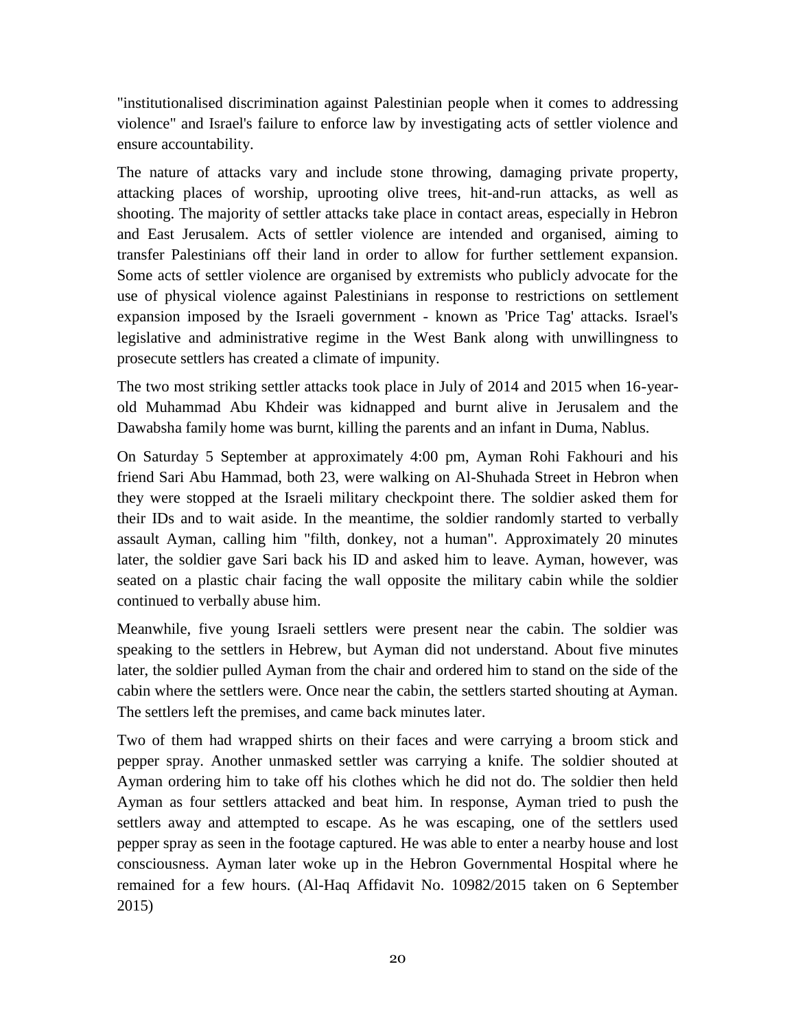"institutionalised discrimination against Palestinian people when it comes to addressing violence" and Israel's failure to enforce law by investigating acts of settler violence and ensure accountability.

The nature of attacks vary and include stone throwing, damaging private property, attacking places of worship, uprooting olive trees, hit-and-run attacks, as well as shooting. The majority of settler attacks take place in contact areas, especially in Hebron and East Jerusalem. Acts of settler violence are intended and organised, aiming to transfer Palestinians off their land in order to allow for further settlement expansion. Some acts of settler violence are organised by extremists who publicly advocate for the use of physical violence against Palestinians in response to restrictions on settlement expansion imposed by the Israeli government - known as 'Price Tag' attacks. Israel's legislative and administrative regime in the West Bank along with unwillingness to prosecute settlers has created a climate of impunity.

The two most striking settler attacks took place in July of 2014 and 2015 when 16-year-old Muhammad Abu Khdeir was kidnapped and burnt alive in Jerusalem and the Dawabsha family home was burnt, killing the parents and an infant in Duma, Nablus.

On Saturday 5 September at approximately 4:00 pm, Ayman Rohi Fakhouri and his friend Sari Abu Hammad, both 23, were walking on Al-Shuhada Street in Hebron when they were stopped at the Israeli military checkpoint there. The soldier asked them for their IDs and to wait aside. In the meantime, the soldier randomly started to verbally assault Ayman, calling him "filth, donkey, not a human". Approximately 20 minutes later, the soldier gave Sari back his ID and asked him to leave. Ayman, however, was seated on a plastic chair facing the wall opposite the military cabin while the soldier continued to verbally abuse him.

Meanwhile, five young Israeli settlers were present near the cabin. The soldier was speaking to the settlers in Hebrew, but Ayman did not understand. About five minutes later, the soldier pulled Ayman from the chair and ordered him to stand on the side of the cabin where the settlers were. Once near the cabin, the settlers started shouting at Ayman. The settlers left the premises, and came back minutes later.

Two of them had wrapped shirts on their faces and were carrying a broom stick and pepper spray. Another unmasked settler was carrying a knife. The soldier shouted at Ayman ordering him to take off his clothes which he did not do. The soldier then held Ayman as four settlers attacked and beat him. In response, Ayman tried to push the settlers away and attempted to escape. As he was escaping, one of the settlers used pepper spray as seen in the footage captured. He was able to enter a nearby house and lost consciousness. Ayman later woke up in the Hebron Governmental Hospital where he remained for a few hours. (Al-Haq Affidavit No. 10982/2015 taken on 6 September 2015)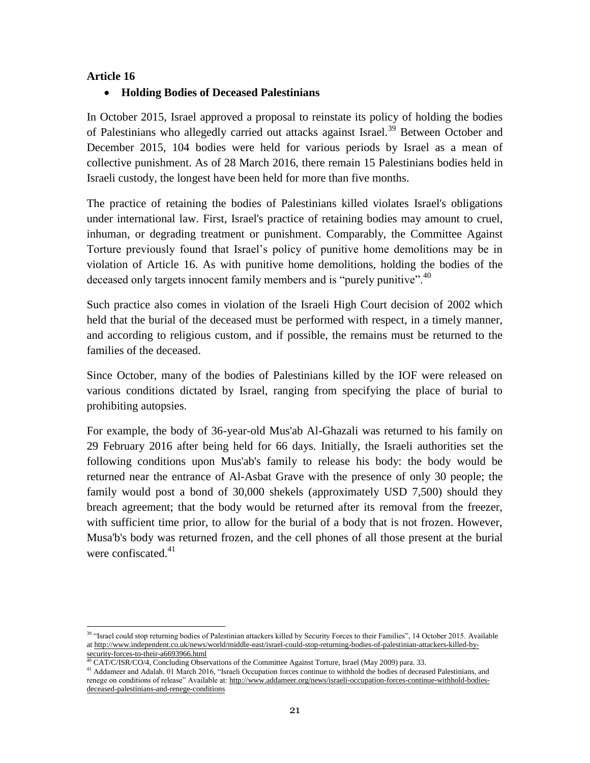**Article 16**

- **Holding Bodies of Deceased Palestinians**

In October 2015, Israel approved a proposal to reinstate its policy of holding the bodies of Palestinians who allegedly carried out attacks against Israel.[39] Between October and December 2015, 104 bodies were held for various periods by Israel as a mean of collective punishment. As of 28 March 2016, there remain 15 Palestinians bodies held in Israeli custody, the longest have been held for more than five months.

The practice of retaining the bodies of Palestinians killed violates Israel's obligations under international law. First, Israel's practice of retaining bodies may amount to cruel, inhuman, or degrading treatment or punishment. Comparably, the Committee Against Torture previously found that Israel’s policy of punitive home demolitions may be in violation of Article 16. As with punitive home demolitions, holding the bodies of the deceased only targets innocent family members and is “purely punitive”.[40]

Such practice also comes in violation of the Israeli High Court decision of 2002 which held that the burial of the deceased must be performed with respect, in a timely manner, and according to religious custom, and if possible, the remains must be returned to the families of the deceased.

Since October, many of the bodies of Palestinians killed by the IOF were released on various conditions dictated by Israel, ranging from specifying the place of burial to prohibiting autopsies.

For example, the body of 36-year-old Mus'ab Al-Ghazali was returned to his family on 29 February 2016 after being held for 66 days. Initially, the Israeli authorities set the following conditions upon Mus'ab's family to release his body: the body would be returned near the entrance of Al-Asbat Grave with the presence of only 30 people; the family would post a bond of 30,000 shekels (approximately USD 7,500) should they breach agreement; that the body would be returned after its removal from the freezer, with sufficient time prior, to allow for the burial of a body that is not frozen. However, Musa'b's body was returned frozen, and the cell phones of all those present at the burial were confiscated.[41]

---

[39] “Israel could stop returning bodies of Palestinian attackers killed by Security Forces to their Families”, 14 October 2015. Available at http://www.independent.co.uk/news/world/middle-east/israel-could-stop-returning-bodies-of-palestinian-attackers-killed-by-security-forces-to-their-a6693966.html

[40] CAT/C/ISR/CO/4, Concluding Observations of the Committee Against Torture, Israel (May 2009) para. 33.

[41] Addameer and Adalah. 01 March 2016, “Israeli Occupation forces continue to withhold the bodies of deceased Palestinians, and renege on conditions of release” Available at: http://www.addameer.org/news/israeli-occupation-forces-continue-withhold-bodies-deceased-palestinians-and-renege-conditions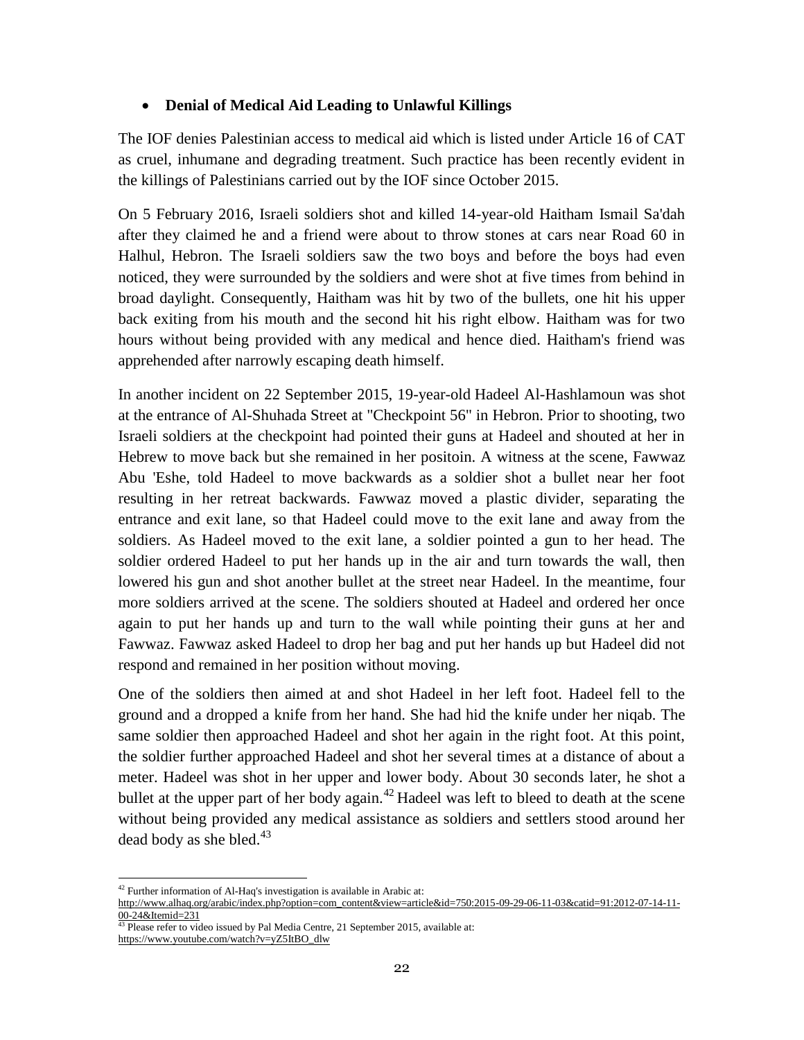- **Denial of Medical Aid Leading to Unlawful Killings**

The IOF denies Palestinian access to medical aid which is listed under Article 16 of CAT as cruel, inhumane and degrading treatment. Such practice has been recently evident in the killings of Palestinians carried out by the IOF since October 2015.

On 5 February 2016, Israeli soldiers shot and killed 14-year-old Haitham Ismail Sa'dah after they claimed he and a friend were about to throw stones at cars near Road 60 in Halhul, Hebron. The Israeli soldiers saw the two boys and before the boys had even noticed, they were surrounded by the soldiers and were shot at five times from behind in broad daylight. Consequently, Haitham was hit by two of the bullets, one hit his upper back exiting from his mouth and the second hit his right elbow. Haitham was for two hours without being provided with any medical and hence died. Haitham's friend was apprehended after narrowly escaping death himself.

In another incident on 22 September 2015, 19-year-old Hadeel Al-Hashlamoun was shot at the entrance of Al-Shuhada Street at "Checkpoint 56" in Hebron. Prior to shooting, two Israeli soldiers at the checkpoint had pointed their guns at Hadeel and shouted at her in Hebrew to move back but she remained in her positoin. A witness at the scene, Fawwaz Abu 'Eshe, told Hadeel to move backwards as a soldier shot a bullet near her foot resulting in her retreat backwards. Fawwaz moved a plastic divider, separating the entrance and exit lane, so that Hadeel could move to the exit lane and away from the soldiers. As Hadeel moved to the exit lane, a soldier pointed a gun to her head. The soldier ordered Hadeel to put her hands up in the air and turn towards the wall, then lowered his gun and shot another bullet at the street near Hadeel. In the meantime, four more soldiers arrived at the scene. The soldiers shouted at Hadeel and ordered her once again to put her hands up and turn to the wall while pointing their guns at her and Fawwaz. Fawwaz asked Hadeel to drop her bag and put her hands up but Hadeel did not respond and remained in her position without moving.

One of the soldiers then aimed at and shot Hadeel in her left foot. Hadeel fell to the ground and a dropped a knife from her hand. She had hid the knife under her niqab. The same soldier then approached Hadeel and shot her again in the right foot. At this point, the soldier further approached Hadeel and shot her several times at a distance of about a meter. Hadeel was shot in her upper and lower body. About 30 seconds later, he shot a bullet at the upper part of her body again.[42] Hadeel was left to bleed to death at the scene without being provided any medical assistance as soldiers and settlers stood around her dead body as she bled.[43]

---

[42] Further information of Al-Haq's investigation is available in Arabic at: http://www.alhaq.org/arabic/index.php?option=com_content&view=article&id=750:2015-09-29-06-11-03&catid=91:2012-07-14-11-00-24&Itemid=231

[43] Please refer to video issued by Pal Media Centre, 21 September 2015, available at: https://www.youtube.com/watch?v=yZ5ItBO_dlw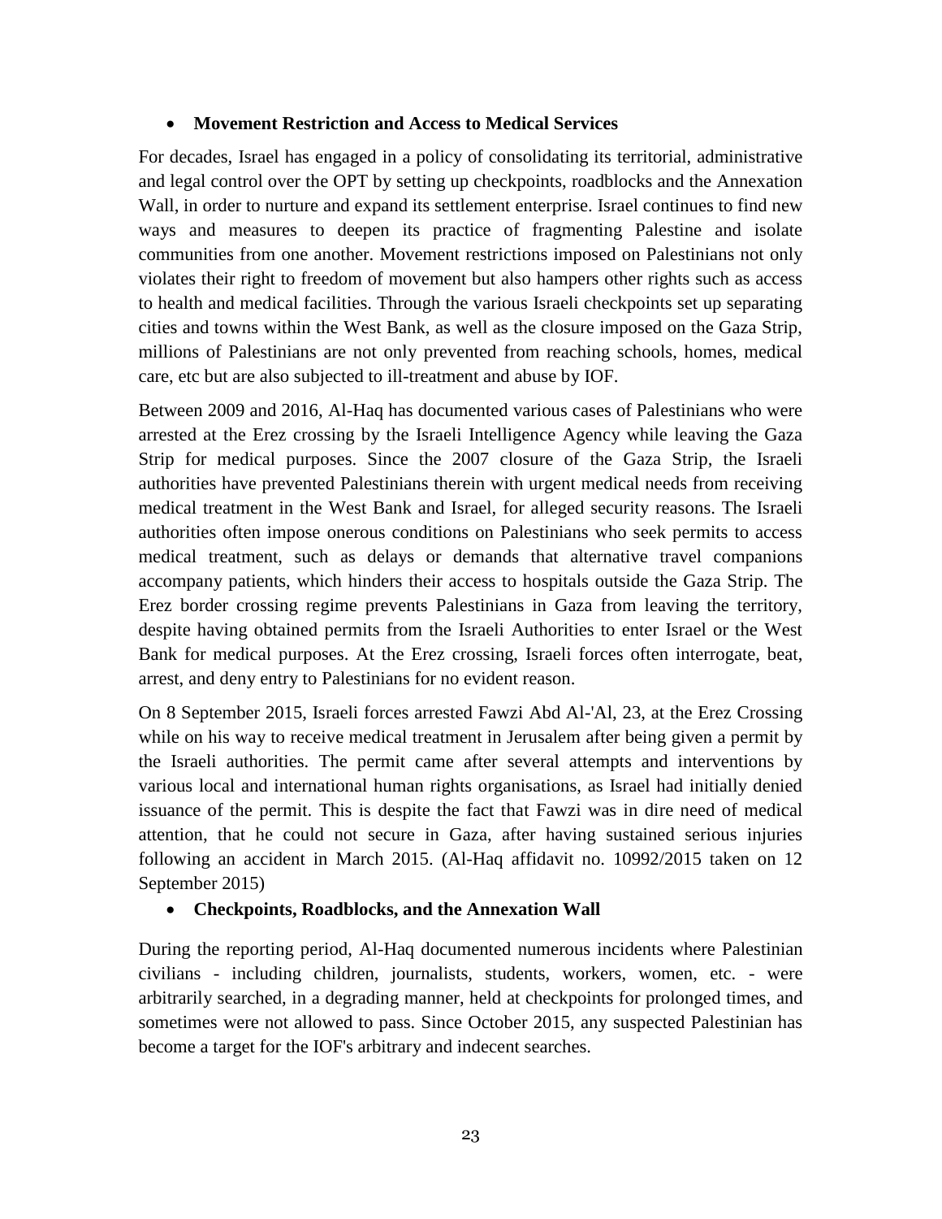- **Movement Restriction and Access to Medical Services**

For decades, Israel has engaged in a policy of consolidating its territorial, administrative and legal control over the OPT by setting up checkpoints, roadblocks and the Annexation Wall, in order to nurture and expand its settlement enterprise. Israel continues to find new ways and measures to deepen its practice of fragmenting Palestine and isolate communities from one another. Movement restrictions imposed on Palestinians not only violates their right to freedom of movement but also hampers other rights such as access to health and medical facilities. Through the various Israeli checkpoints set up separating cities and towns within the West Bank, as well as the closure imposed on the Gaza Strip, millions of Palestinians are not only prevented from reaching schools, homes, medical care, etc but are also subjected to ill-treatment and abuse by IOF.

Between 2009 and 2016, Al-Haq has documented various cases of Palestinians who were arrested at the Erez crossing by the Israeli Intelligence Agency while leaving the Gaza Strip for medical purposes. Since the 2007 closure of the Gaza Strip, the Israeli authorities have prevented Palestinians therein with urgent medical needs from receiving medical treatment in the West Bank and Israel, for alleged security reasons. The Israeli authorities often impose onerous conditions on Palestinians who seek permits to access medical treatment, such as delays or demands that alternative travel companions accompany patients, which hinders their access to hospitals outside the Gaza Strip. The Erez border crossing regime prevents Palestinians in Gaza from leaving the territory, despite having obtained permits from the Israeli Authorities to enter Israel or the West Bank for medical purposes. At the Erez crossing, Israeli forces often interrogate, beat, arrest, and deny entry to Palestinians for no evident reason.

On 8 September 2015, Israeli forces arrested Fawzi Abd Al-'Al, 23, at the Erez Crossing while on his way to receive medical treatment in Jerusalem after being given a permit by the Israeli authorities. The permit came after several attempts and interventions by various local and international human rights organisations, as Israel had initially denied issuance of the permit. This is despite the fact that Fawzi was in dire need of medical attention, that he could not secure in Gaza, after having sustained serious injuries following an accident in March 2015. (Al-Haq affidavit no. 10992/2015 taken on 12 September 2015)

- **Checkpoints, Roadblocks, and the Annexation Wall**

During the reporting period, Al-Haq documented numerous incidents where Palestinian civilians - including children, journalists, students, workers, women, etc. - were arbitrarily searched, in a degrading manner, held at checkpoints for prolonged times, and sometimes were not allowed to pass. Since October 2015, any suspected Palestinian has become a target for the IOF's arbitrary and indecent searches.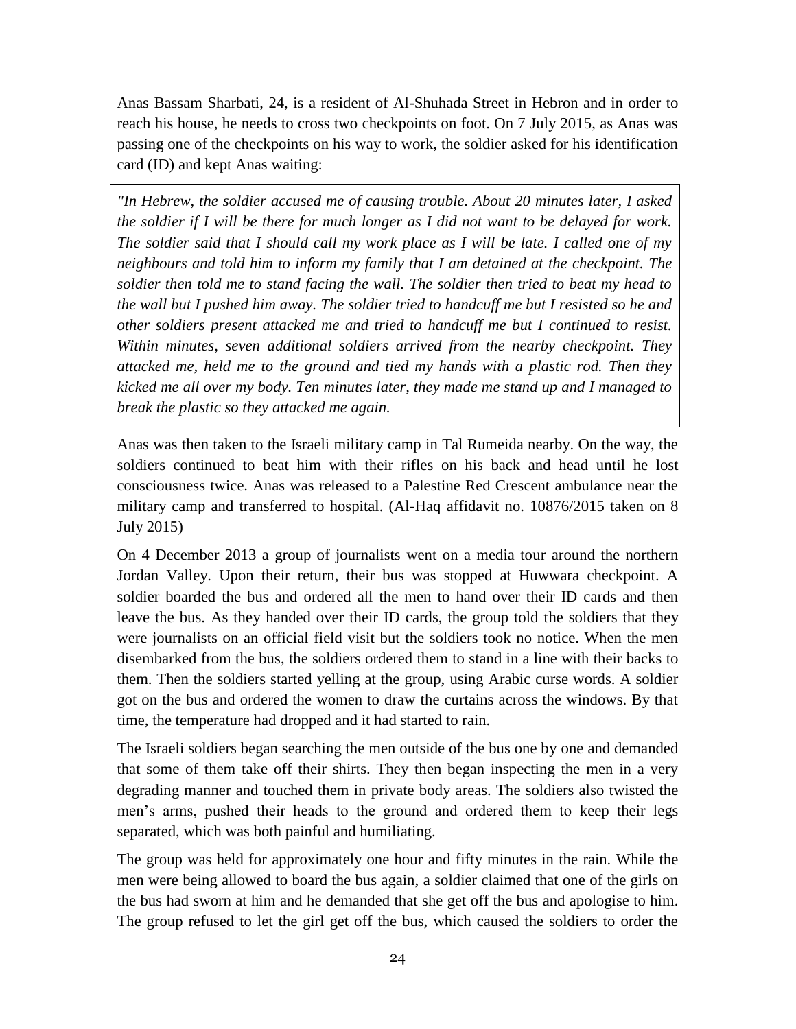Anas Bassam Sharbati, 24, is a resident of Al-Shuhada Street in Hebron and in order to reach his house, he needs to cross two checkpoints on foot. On 7 July 2015, as Anas was passing one of the checkpoints on his way to work, the soldier asked for his identification card (ID) and kept Anas waiting:

> *"In Hebrew, the soldier accused me of causing trouble. About 20 minutes later, I asked the soldier if I will be there for much longer as I did not want to be delayed for work. The soldier said that I should call my work place as I will be late. I called one of my neighbours and told him to inform my family that I am detained at the checkpoint. The soldier then told me to stand facing the wall. The soldier then tried to beat my head to the wall but I pushed him away. The soldier tried to handcuff me but I resisted so he and other soldiers present attacked me and tried to handcuff me but I continued to resist. Within minutes, seven additional soldiers arrived from the nearby checkpoint. They attacked me, held me to the ground and tied my hands with a plastic rod. Then they kicked me all over my body. Ten minutes later, they made me stand up and I managed to break the plastic so they attacked me again.*

Anas was then taken to the Israeli military camp in Tal Rumeida nearby. On the way, the soldiers continued to beat him with their rifles on his back and head until he lost consciousness twice. Anas was released to a Palestine Red Crescent ambulance near the military camp and transferred to hospital. (Al-Haq affidavit no. 10876/2015 taken on 8 July 2015)

On 4 December 2013 a group of journalists went on a media tour around the northern Jordan Valley. Upon their return, their bus was stopped at Huwwara checkpoint. A soldier boarded the bus and ordered all the men to hand over their ID cards and then leave the bus. As they handed over their ID cards, the group told the soldiers that they were journalists on an official field visit but the soldiers took no notice. When the men disembarked from the bus, the soldiers ordered them to stand in a line with their backs to them. Then the soldiers started yelling at the group, using Arabic curse words. A soldier got on the bus and ordered the women to draw the curtains across the windows. By that time, the temperature had dropped and it had started to rain.

The Israeli soldiers began searching the men outside of the bus one by one and demanded that some of them take off their shirts. They then began inspecting the men in a very degrading manner and touched them in private body areas. The soldiers also twisted the men's arms, pushed their heads to the ground and ordered them to keep their legs separated, which was both painful and humiliating.

The group was held for approximately one hour and fifty minutes in the rain. While the men were being allowed to board the bus again, a soldier claimed that one of the girls on the bus had sworn at him and he demanded that she get off the bus and apologise to him. The group refused to let the girl get off the bus, which caused the soldiers to order the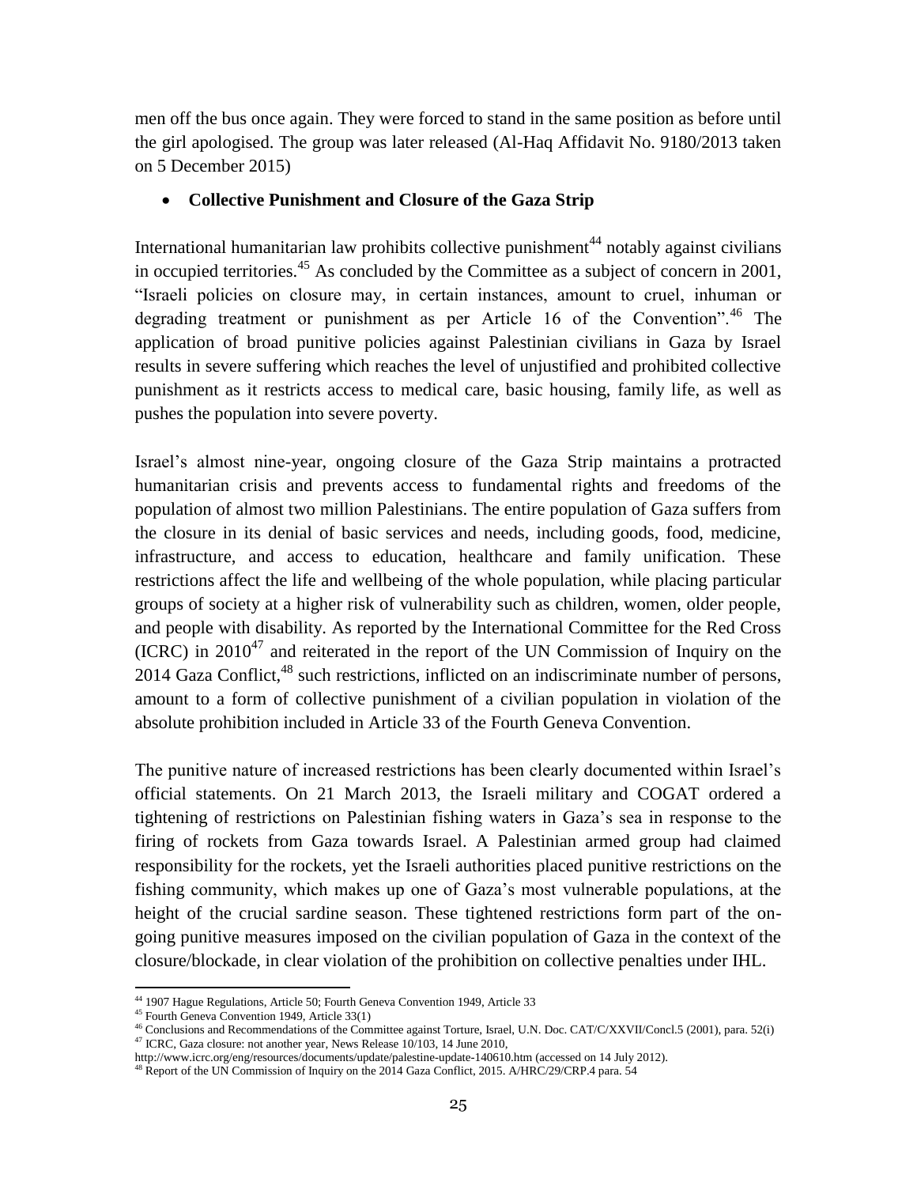men off the bus once again. They were forced to stand in the same position as before until the girl apologised. The group was later released (Al-Haq Affidavit No. 9180/2013 taken on 5 December 2015)

- **Collective Punishment and Closure of the Gaza Strip**

International humanitarian law prohibits collective punishment[44] notably against civilians in occupied territories.[45] As concluded by the Committee as a subject of concern in 2001, "Israeli policies on closure may, in certain instances, amount to cruel, inhuman or degrading treatment or punishment as per Article 16 of the Convention".[46] The application of broad punitive policies against Palestinian civilians in Gaza by Israel results in severe suffering which reaches the level of unjustified and prohibited collective punishment as it restricts access to medical care, basic housing, family life, as well as pushes the population into severe poverty.

Israel's almost nine-year, ongoing closure of the Gaza Strip maintains a protracted humanitarian crisis and prevents access to fundamental rights and freedoms of the population of almost two million Palestinians. The entire population of Gaza suffers from the closure in its denial of basic services and needs, including goods, food, medicine, infrastructure, and access to education, healthcare and family unification. These restrictions affect the life and wellbeing of the whole population, while placing particular groups of society at a higher risk of vulnerability such as children, women, older people, and people with disability. As reported by the International Committee for the Red Cross (ICRC) in 2010[47] and reiterated in the report of the UN Commission of Inquiry on the 2014 Gaza Conflict,[48] such restrictions, inflicted on an indiscriminate number of persons, amount to a form of collective punishment of a civilian population in violation of the absolute prohibition included in Article 33 of the Fourth Geneva Convention.

The punitive nature of increased restrictions has been clearly documented within Israel's official statements. On 21 March 2013, the Israeli military and COGAT ordered a tightening of restrictions on Palestinian fishing waters in Gaza's sea in response to the firing of rockets from Gaza towards Israel. A Palestinian armed group had claimed responsibility for the rockets, yet the Israeli authorities placed punitive restrictions on the fishing community, which makes up one of Gaza's most vulnerable populations, at the height of the crucial sardine season. These tightened restrictions form part of the on-going punitive measures imposed on the civilian population of Gaza in the context of the closure/blockade, in clear violation of the prohibition on collective penalties under IHL.

---

[44] 1907 Hague Regulations, Article 50; Fourth Geneva Convention 1949, Article 33

[45] Fourth Geneva Convention 1949, Article 33(1)

[46] Conclusions and Recommendations of the Committee against Torture, Israel, U.N. Doc. CAT/C/XXVII/Concl.5 (2001), para. 52(i)

[47] ICRC, Gaza closure: not another year, News Release 10/103, 14 June 2010, http://www.icrc.org/eng/resources/documents/update/palestine-update-140610.htm (accessed on 14 July 2012).

[48] Report of the UN Commission of Inquiry on the 2014 Gaza Conflict, 2015. A/HRC/29/CRP.4 para. 54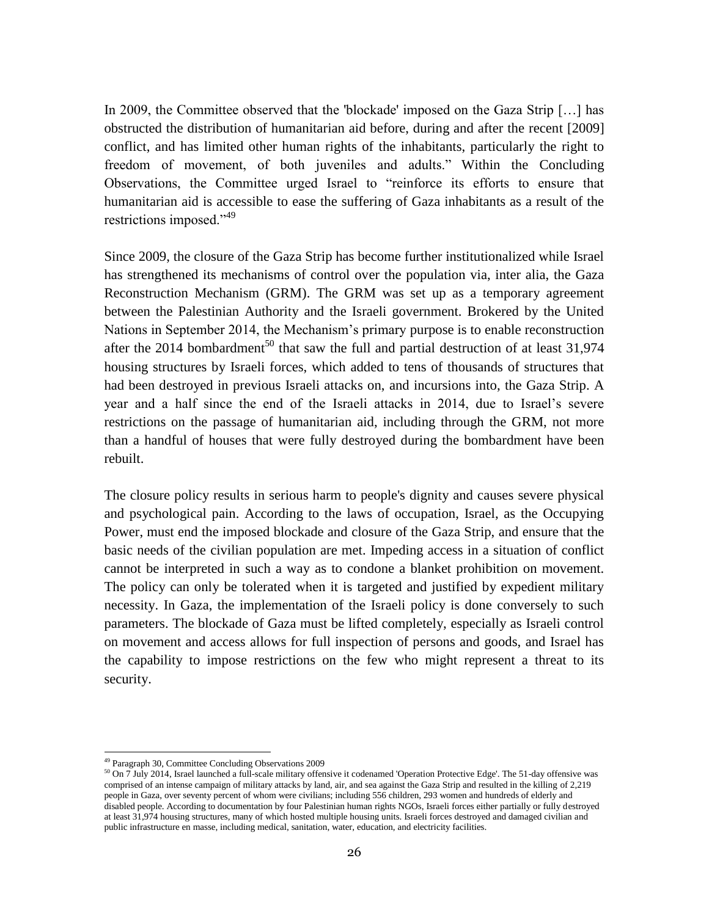In 2009, the Committee observed that the 'blockade' imposed on the Gaza Strip […] has obstructed the distribution of humanitarian aid before, during and after the recent [2009] conflict, and has limited other human rights of the inhabitants, particularly the right to freedom of movement, of both juveniles and adults." Within the Concluding Observations, the Committee urged Israel to "reinforce its efforts to ensure that humanitarian aid is accessible to ease the suffering of Gaza inhabitants as a result of the restrictions imposed."[49]

Since 2009, the closure of the Gaza Strip has become further institutionalized while Israel has strengthened its mechanisms of control over the population via, inter alia, the Gaza Reconstruction Mechanism (GRM). The GRM was set up as a temporary agreement between the Palestinian Authority and the Israeli government. Brokered by the United Nations in September 2014, the Mechanism's primary purpose is to enable reconstruction after the 2014 bombardment[50] that saw the full and partial destruction of at least 31,974 housing structures by Israeli forces, which added to tens of thousands of structures that had been destroyed in previous Israeli attacks on, and incursions into, the Gaza Strip. A year and a half since the end of the Israeli attacks in 2014, due to Israel's severe restrictions on the passage of humanitarian aid, including through the GRM, not more than a handful of houses that were fully destroyed during the bombardment have been rebuilt.

The closure policy results in serious harm to people's dignity and causes severe physical and psychological pain. According to the laws of occupation, Israel, as the Occupying Power, must end the imposed blockade and closure of the Gaza Strip, and ensure that the basic needs of the civilian population are met. Impeding access in a situation of conflict cannot be interpreted in such a way as to condone a blanket prohibition on movement. The policy can only be tolerated when it is targeted and justified by expedient military necessity. In Gaza, the implementation of the Israeli policy is done conversely to such parameters. The blockade of Gaza must be lifted completely, especially as Israeli control on movement and access allows for full inspection of persons and goods, and Israel has the capability to impose restrictions on the few who might represent a threat to its security.

---

[49] Paragraph 30, Committee Concluding Observations 2009

[50] On 7 July 2014, Israel launched a full-scale military offensive it codenamed 'Operation Protective Edge'. The 51-day offensive was comprised of an intense campaign of military attacks by land, air, and sea against the Gaza Strip and resulted in the killing of 2,219 people in Gaza, over seventy percent of whom were civilians; including 556 children, 293 women and hundreds of elderly and disabled people. According to documentation by four Palestinian human rights NGOs, Israeli forces either partially or fully destroyed at least 31,974 housing structures, many of which hosted multiple housing units. Israeli forces destroyed and damaged civilian and public infrastructure en masse, including medical, sanitation, water, education, and electricity facilities.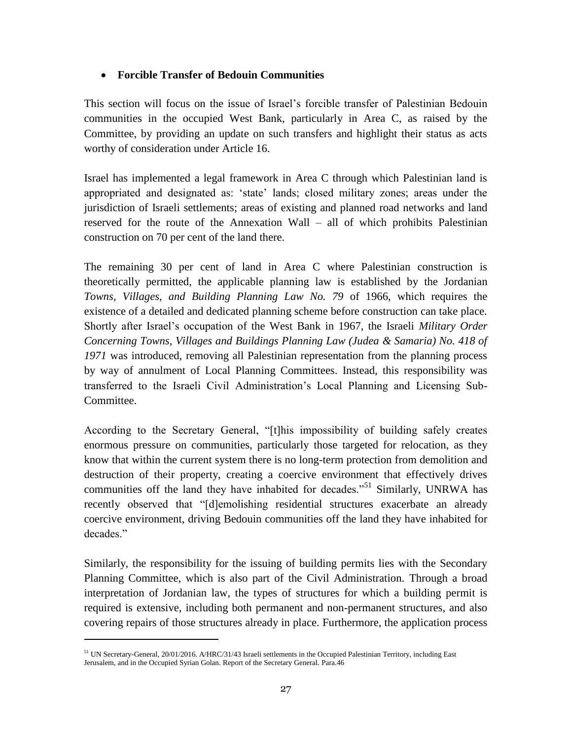- **Forcible Transfer of Bedouin Communities**

This section will focus on the issue of Israel's forcible transfer of Palestinian Bedouin communities in the occupied West Bank, particularly in Area C, as raised by the Committee, by providing an update on such transfers and highlight their status as acts worthy of consideration under Article 16.

Israel has implemented a legal framework in Area C through which Palestinian land is appropriated and designated as: 'state' lands; closed military zones; areas under the jurisdiction of Israeli settlements; areas of existing and planned road networks and land reserved for the route of the Annexation Wall – all of which prohibits Palestinian construction on 70 per cent of the land there.

The remaining 30 per cent of land in Area C where Palestinian construction is theoretically permitted, the applicable planning law is established by the Jordanian *Towns, Villages, and Building Planning Law No. 79* of 1966, which requires the existence of a detailed and dedicated planning scheme before construction can take place. Shortly after Israel's occupation of the West Bank in 1967, the Israeli *Military Order Concerning Towns, Villages and Buildings Planning Law (Judea & Samaria) No. 418 of 1971* was introduced, removing all Palestinian representation from the planning process by way of annulment of Local Planning Committees. Instead, this responsibility was transferred to the Israeli Civil Administration's Local Planning and Licensing Sub-Committee.

According to the Secretary General, "[t]his impossibility of building safely creates enormous pressure on communities, particularly those targeted for relocation, as they know that within the current system there is no long-term protection from demolition and destruction of their property, creating a coercive environment that effectively drives communities off the land they have inhabited for decades."[51] Similarly, UNRWA has recently observed that "[d]emolishing residential structures exacerbate an already coercive environment, driving Bedouin communities off the land they have inhabited for decades."

Similarly, the responsibility for the issuing of building permits lies with the Secondary Planning Committee, which is also part of the Civil Administration. Through a broad interpretation of Jordanian law, the types of structures for which a building permit is required is extensive, including both permanent and non-permanent structures, and also covering repairs of those structures already in place. Furthermore, the application process

---

[51] UN Secretary-General, 20/01/2016. A/HRC/31/43 Israeli settlements in the Occupied Palestinian Territory, including East Jerusalem, and in the Occupied Syrian Golan. Report of the Secretary General. Para.46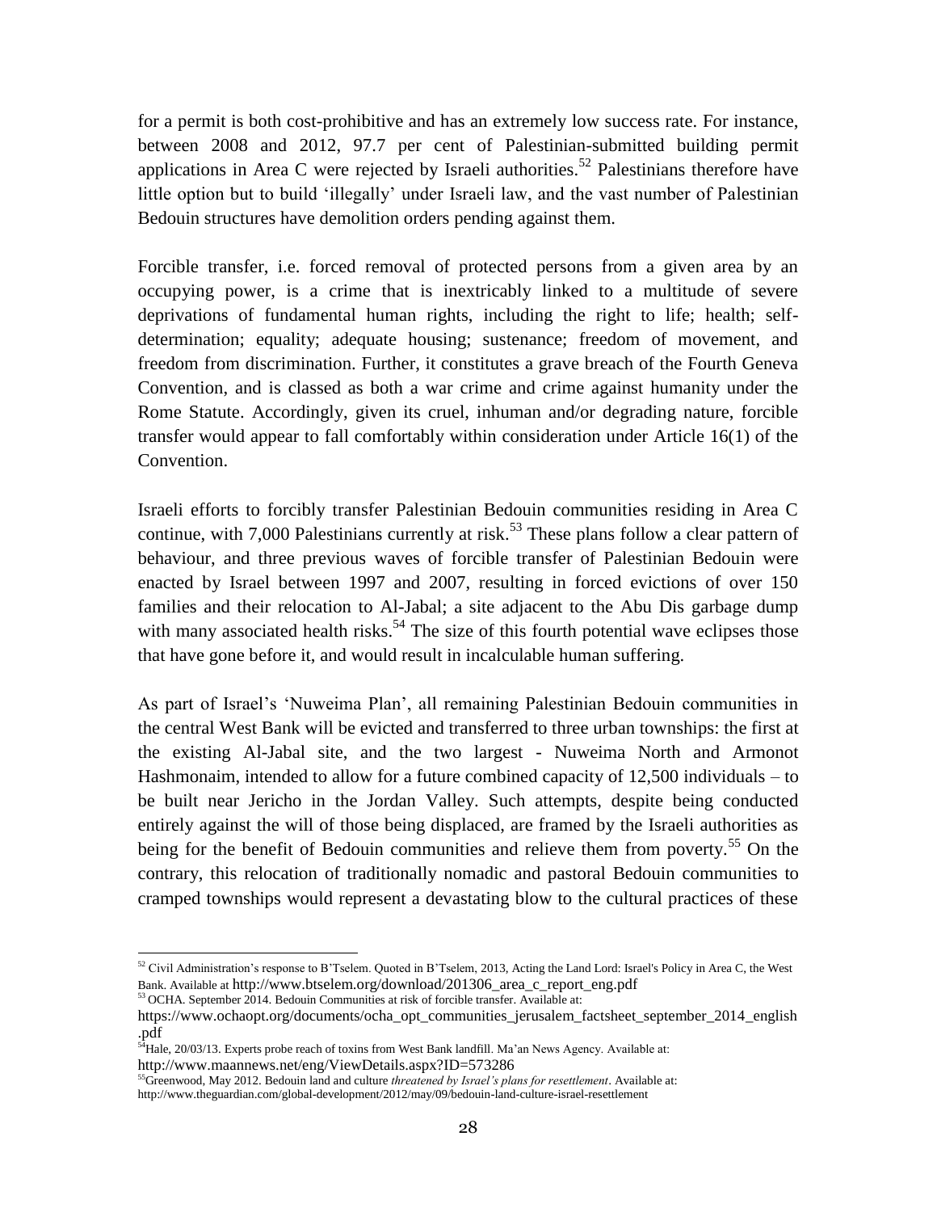for a permit is both cost-prohibitive and has an extremely low success rate. For instance, between 2008 and 2012, 97.7 per cent of Palestinian-submitted building permit applications in Area C were rejected by Israeli authorities.[52] Palestinians therefore have little option but to build 'illegally' under Israeli law, and the vast number of Palestinian Bedouin structures have demolition orders pending against them.

Forcible transfer, i.e. forced removal of protected persons from a given area by an occupying power, is a crime that is inextricably linked to a multitude of severe deprivations of fundamental human rights, including the right to life; health; self-determination; equality; adequate housing; sustenance; freedom of movement, and freedom from discrimination. Further, it constitutes a grave breach of the Fourth Geneva Convention, and is classed as both a war crime and crime against humanity under the Rome Statute. Accordingly, given its cruel, inhuman and/or degrading nature, forcible transfer would appear to fall comfortably within consideration under Article 16(1) of the Convention.

Israeli efforts to forcibly transfer Palestinian Bedouin communities residing in Area C continue, with 7,000 Palestinians currently at risk.[53] These plans follow a clear pattern of behaviour, and three previous waves of forcible transfer of Palestinian Bedouin were enacted by Israel between 1997 and 2007, resulting in forced evictions of over 150 families and their relocation to Al-Jabal; a site adjacent to the Abu Dis garbage dump with many associated health risks.[54] The size of this fourth potential wave eclipses those that have gone before it, and would result in incalculable human suffering.

As part of Israel's 'Nuweima Plan', all remaining Palestinian Bedouin communities in the central West Bank will be evicted and transferred to three urban townships: the first at the existing Al-Jabal site, and the two largest - Nuweima North and Armonot Hashmonaim, intended to allow for a future combined capacity of 12,500 individuals – to be built near Jericho in the Jordan Valley. Such attempts, despite being conducted entirely against the will of those being displaced, are framed by the Israeli authorities as being for the benefit of Bedouin communities and relieve them from poverty.[55] On the contrary, this relocation of traditionally nomadic and pastoral Bedouin communities to cramped townships would represent a devastating blow to the cultural practices of these

---

[52] Civil Administration's response to B'Tselem. Quoted in B'Tselem, 2013, Acting the Land Lord: Israel's Policy in Area C, the West Bank. Available at http://www.btselem.org/download/201306_area_c_report_eng.pdf

[53] OCHA. September 2014. Bedouin Communities at risk of forcible transfer. Available at: https://www.ochaopt.org/documents/ocha_opt_communities_jerusalem_factsheet_september_2014_english.pdf

[54] Hale, 20/03/13. Experts probe reach of toxins from West Bank landfill. Ma'an News Agency. Available at: http://www.maannews.net/eng/ViewDetails.aspx?ID=573286

[55] Greenwood, May 2012. Bedouin land and culture *threatened by Israel's plans for resettlement*. Available at: http://www.theguardian.com/global-development/2012/may/09/bedouin-land-culture-israel-resettlement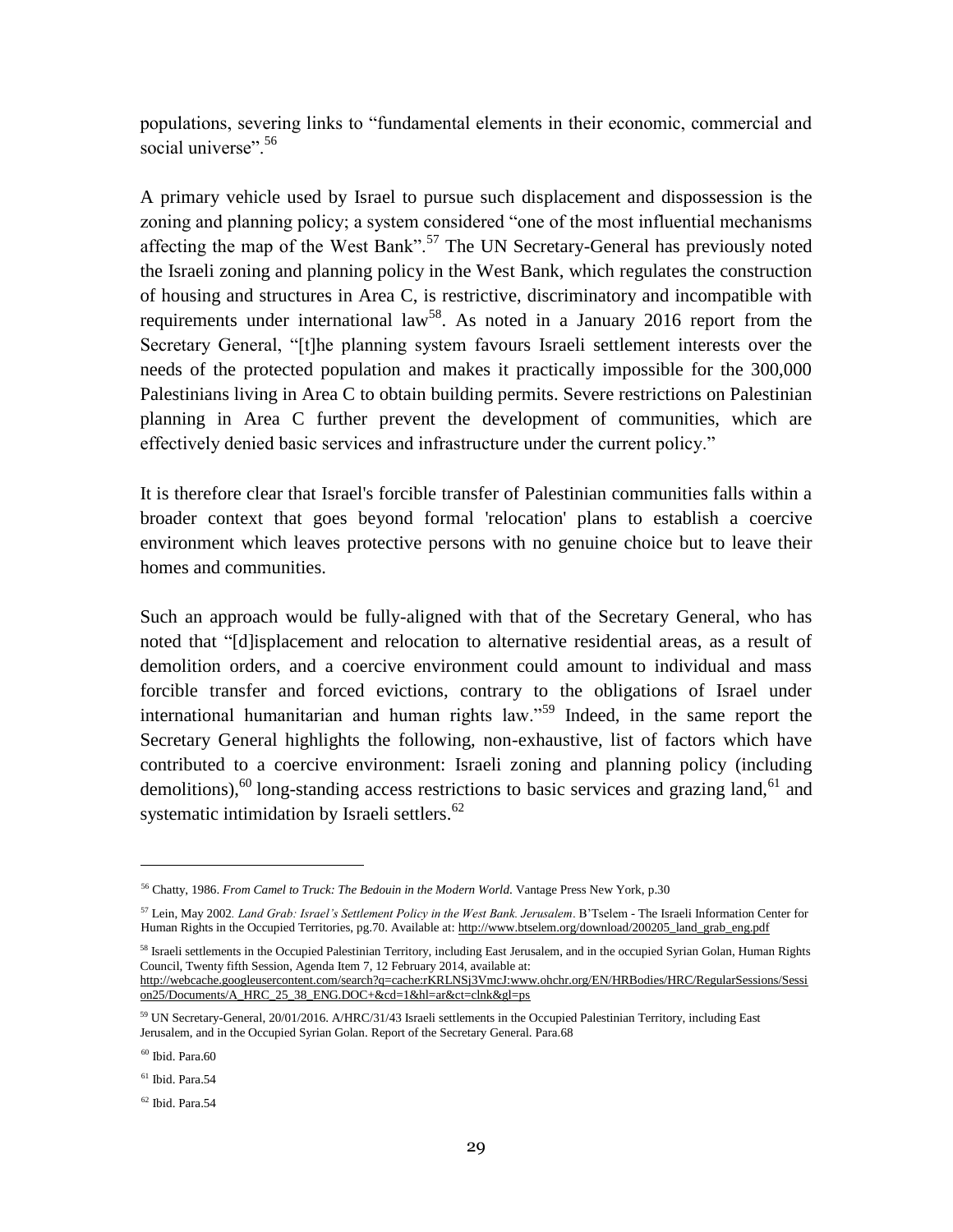populations, severing links to "fundamental elements in their economic, commercial and social universe".[56]

A primary vehicle used by Israel to pursue such displacement and dispossession is the zoning and planning policy; a system considered "one of the most influential mechanisms affecting the map of the West Bank".[57] The UN Secretary-General has previously noted the Israeli zoning and planning policy in the West Bank, which regulates the construction of housing and structures in Area C, is restrictive, discriminatory and incompatible with requirements under international law[58]. As noted in a January 2016 report from the Secretary General, "[t]he planning system favours Israeli settlement interests over the needs of the protected population and makes it practically impossible for the 300,000 Palestinians living in Area C to obtain building permits. Severe restrictions on Palestinian planning in Area C further prevent the development of communities, which are effectively denied basic services and infrastructure under the current policy."

It is therefore clear that Israel's forcible transfer of Palestinian communities falls within a broader context that goes beyond formal 'relocation' plans to establish a coercive environment which leaves protective persons with no genuine choice but to leave their homes and communities.

Such an approach would be fully-aligned with that of the Secretary General, who has noted that "[d]isplacement and relocation to alternative residential areas, as a result of demolition orders, and a coercive environment could amount to individual and mass forcible transfer and forced evictions, contrary to the obligations of Israel under international humanitarian and human rights law."[59] Indeed, in the same report the Secretary General highlights the following, non-exhaustive, list of factors which have contributed to a coercive environment: Israeli zoning and planning policy (including demolitions),[60] long-standing access restrictions to basic services and grazing land,[61] and systematic intimidation by Israeli settlers.[62]

---

[56] Chatty, 1986. *From Camel to Truck: The Bedouin in the Modern World*. Vantage Press New York, p.30

[57] Lein, May 2002*. Land Grab: Israel's Settlement Policy in the West Bank. Jerusalem*. B'Tselem - The Israeli Information Center for Human Rights in the Occupied Territories, pg.70. Available at: http://www.btselem.org/download/200205_land_grab_eng.pdf

[58] Israeli settlements in the Occupied Palestinian Territory, including East Jerusalem, and in the occupied Syrian Golan, Human Rights Council, Twenty fifth Session, Agenda Item 7, 12 February 2014, available at: http://webcache.googleusercontent.com/search?q=cache:rKRLNSj3VmcJ:www.ohchr.org/EN/HRBodies/HRC/RegularSessions/Session25/Documents/A_HRC_25_38_ENG.DOC+&cd=1&hl=ar&ct=clnk&gl=ps

[59] UN Secretary-General, 20/01/2016. A/HRC/31/43 Israeli settlements in the Occupied Palestinian Territory, including East Jerusalem, and in the Occupied Syrian Golan. Report of the Secretary General. Para.68

[60] Ibid. Para.60

[61] Ibid. Para.54

[62] Ibid. Para.54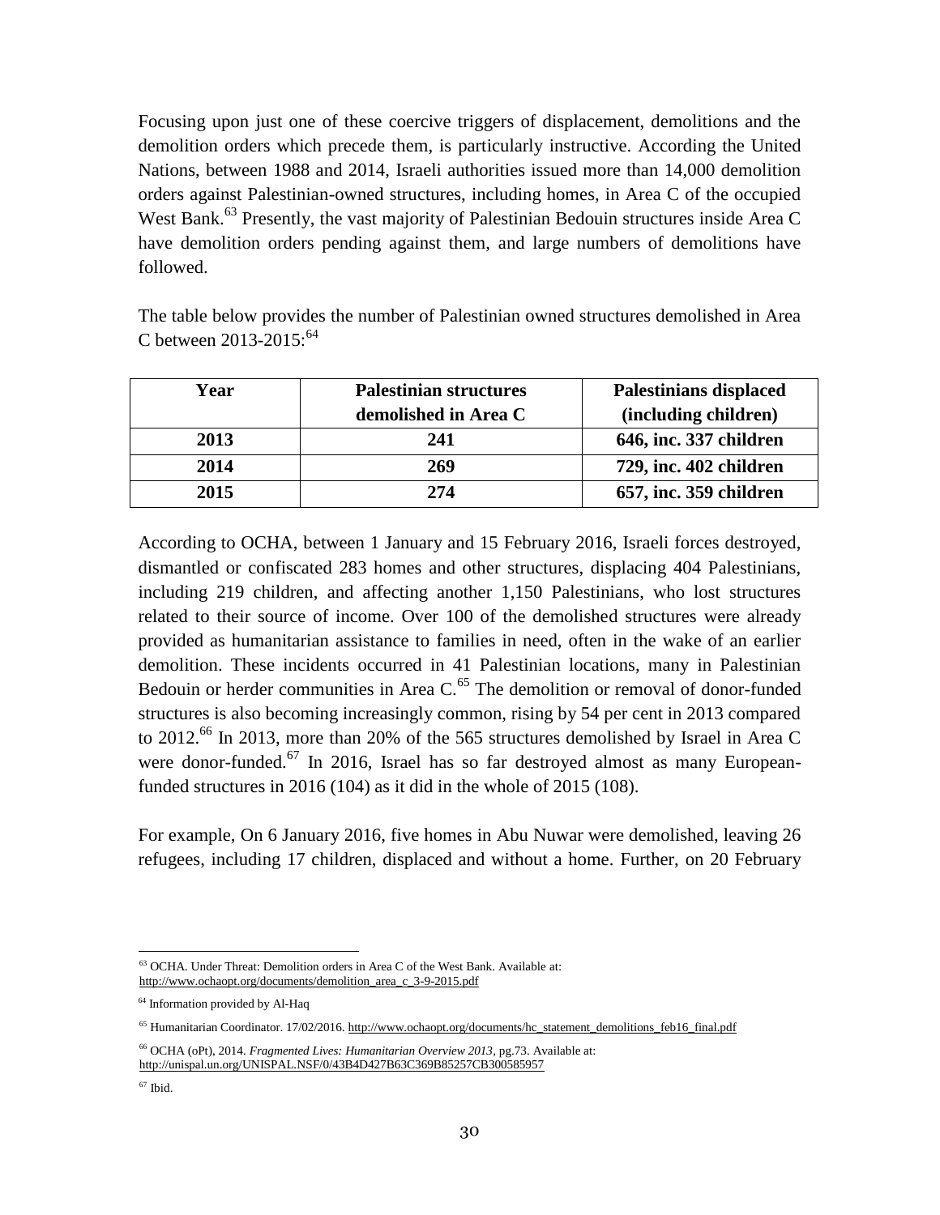Focusing upon just one of these coercive triggers of displacement, demolitions and the demolition orders which precede them, is particularly instructive. According the United Nations, between 1988 and 2014, Israeli authorities issued more than 14,000 demolition orders against Palestinian-owned structures, including homes, in Area C of the occupied West Bank.[63] Presently, the vast majority of Palestinian Bedouin structures inside Area C have demolition orders pending against them, and large numbers of demolitions have followed.

The table below provides the number of Palestinian owned structures demolished in Area C between 2013-2015:[64]

| Year | Palestinian structures demolished in Area C | Palestinians displaced (including children) |
|---|---|---|
| **2013** | **241** | **646, inc. 337 children** |
| **2014** | **269** | **729, inc. 402 children** |
| **2015** | **274** | **657, inc. 359 children** |

According to OCHA, between 1 January and 15 February 2016, Israeli forces destroyed, dismantled or confiscated 283 homes and other structures, displacing 404 Palestinians, including 219 children, and affecting another 1,150 Palestinians, who lost structures related to their source of income. Over 100 of the demolished structures were already provided as humanitarian assistance to families in need, often in the wake of an earlier demolition. These incidents occurred in 41 Palestinian locations, many in Palestinian Bedouin or herder communities in Area C.[65] The demolition or removal of donor-funded structures is also becoming increasingly common, rising by 54 per cent in 2013 compared to 2012.[66] In 2013, more than 20% of the 565 structures demolished by Israel in Area C were donor-funded.[67] In 2016, Israel has so far destroyed almost as many European-funded structures in 2016 (104) as it did in the whole of 2015 (108).

For example, On 6 January 2016, five homes in Abu Nuwar were demolished, leaving 26 refugees, including 17 children, displaced and without a home. Further, on 20 February

---

[63] OCHA. Under Threat: Demolition orders in Area C of the West Bank. Available at: http://www.ochaopt.org/documents/demolition_area_c_3-9-2015.pdf

[64] Information provided by Al-Haq

[65] Humanitarian Coordinator. 17/02/2016. http://www.ochaopt.org/documents/hc_statement_demolitions_feb16_final.pdf

[66] OCHA (oPt), 2014. *Fragmented Lives: Humanitarian Overview 2013*, pg.73. Available at: http://unispal.un.org/UNISPAL.NSF/0/43B4D427B63C369B85257CB300585957

[67] Ibid.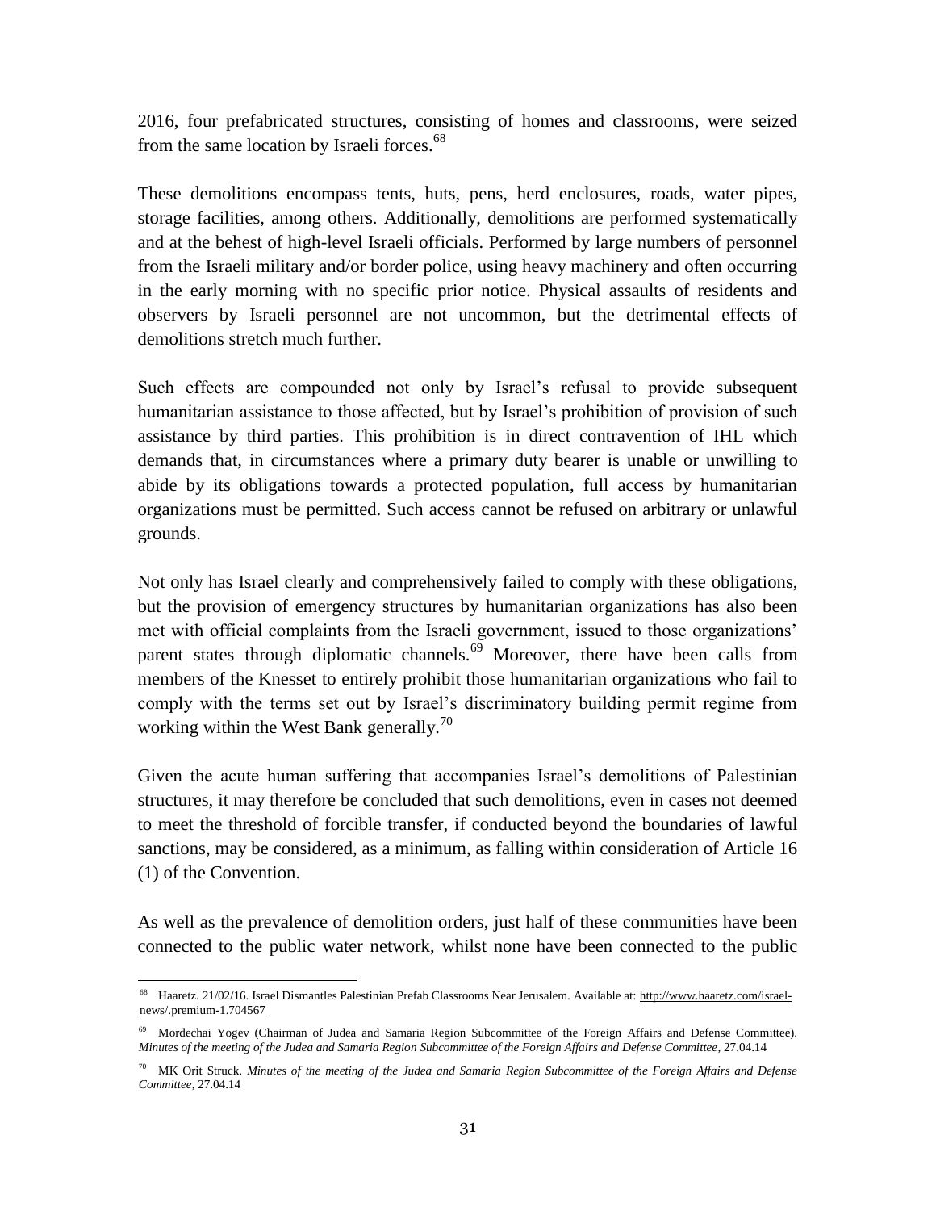2016, four prefabricated structures, consisting of homes and classrooms, were seized from the same location by Israeli forces.[68]

These demolitions encompass tents, huts, pens, herd enclosures, roads, water pipes, storage facilities, among others. Additionally, demolitions are performed systematically and at the behest of high-level Israeli officials. Performed by large numbers of personnel from the Israeli military and/or border police, using heavy machinery and often occurring in the early morning with no specific prior notice. Physical assaults of residents and observers by Israeli personnel are not uncommon, but the detrimental effects of demolitions stretch much further.

Such effects are compounded not only by Israel's refusal to provide subsequent humanitarian assistance to those affected, but by Israel's prohibition of provision of such assistance by third parties. This prohibition is in direct contravention of IHL which demands that, in circumstances where a primary duty bearer is unable or unwilling to abide by its obligations towards a protected population, full access by humanitarian organizations must be permitted. Such access cannot be refused on arbitrary or unlawful grounds.

Not only has Israel clearly and comprehensively failed to comply with these obligations, but the provision of emergency structures by humanitarian organizations has also been met with official complaints from the Israeli government, issued to those organizations' parent states through diplomatic channels.[69] Moreover, there have been calls from members of the Knesset to entirely prohibit those humanitarian organizations who fail to comply with the terms set out by Israel's discriminatory building permit regime from working within the West Bank generally.[70]

Given the acute human suffering that accompanies Israel's demolitions of Palestinian structures, it may therefore be concluded that such demolitions, even in cases not deemed to meet the threshold of forcible transfer, if conducted beyond the boundaries of lawful sanctions, may be considered, as a minimum, as falling within consideration of Article 16 (1) of the Convention.

As well as the prevalence of demolition orders, just half of these communities have been connected to the public water network, whilst none have been connected to the public

---

[68] Haaretz. 21/02/16. Israel Dismantles Palestinian Prefab Classrooms Near Jerusalem. Available at: http://www.haaretz.com/israel-news/.premium-1.704567

[69] Mordechai Yogev (Chairman of Judea and Samaria Region Subcommittee of the Foreign Affairs and Defense Committee). *Minutes of the meeting of the Judea and Samaria Region Subcommittee of the Foreign Affairs and Defense Committee*, 27.04.14

[70] MK Orit Struck. *Minutes of the meeting of the Judea and Samaria Region Subcommittee of the Foreign Affairs and Defense Committee*, 27.04.14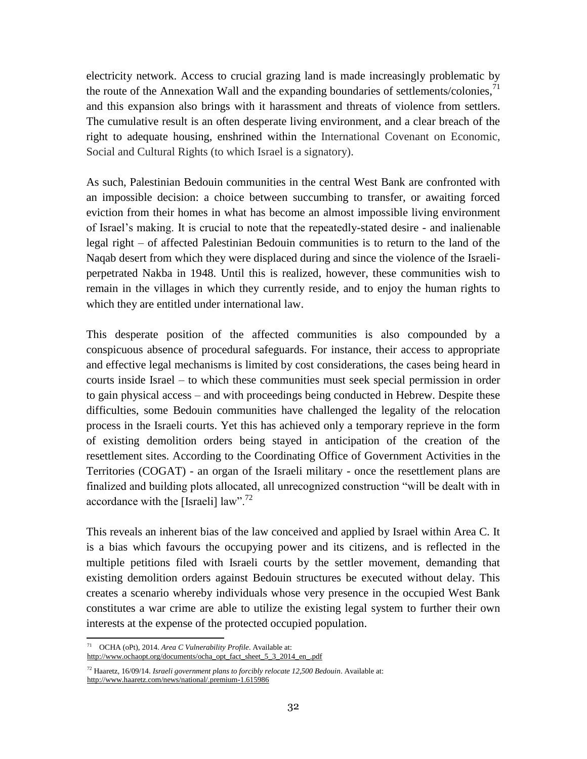electricity network. Access to crucial grazing land is made increasingly problematic by the route of the Annexation Wall and the expanding boundaries of settlements/colonies,[71] and this expansion also brings with it harassment and threats of violence from settlers. The cumulative result is an often desperate living environment, and a clear breach of the right to adequate housing, enshrined within the International Covenant on Economic, Social and Cultural Rights (to which Israel is a signatory).

As such, Palestinian Bedouin communities in the central West Bank are confronted with an impossible decision: a choice between succumbing to transfer, or awaiting forced eviction from their homes in what has become an almost impossible living environment of Israel's making. It is crucial to note that the repeatedly-stated desire - and inalienable legal right – of affected Palestinian Bedouin communities is to return to the land of the Naqab desert from which they were displaced during and since the violence of the Israeli-perpetrated Nakba in 1948. Until this is realized, however, these communities wish to remain in the villages in which they currently reside, and to enjoy the human rights to which they are entitled under international law.

This desperate position of the affected communities is also compounded by a conspicuous absence of procedural safeguards. For instance, their access to appropriate and effective legal mechanisms is limited by cost considerations, the cases being heard in courts inside Israel – to which these communities must seek special permission in order to gain physical access – and with proceedings being conducted in Hebrew. Despite these difficulties, some Bedouin communities have challenged the legality of the relocation process in the Israeli courts. Yet this has achieved only a temporary reprieve in the form of existing demolition orders being stayed in anticipation of the creation of the resettlement sites. According to the Coordinating Office of Government Activities in the Territories (COGAT) - an organ of the Israeli military - once the resettlement plans are finalized and building plots allocated, all unrecognized construction "will be dealt with in accordance with the [Israeli] law".[72]

This reveals an inherent bias of the law conceived and applied by Israel within Area C. It is a bias which favours the occupying power and its citizens, and is reflected in the multiple petitions filed with Israeli courts by the settler movement, demanding that existing demolition orders against Bedouin structures be executed without delay. This creates a scenario whereby individuals whose very presence in the occupied West Bank constitutes a war crime are able to utilize the existing legal system to further their own interests at the expense of the protected occupied population.

---

[71] OCHA (oPt), 2014. *Area C Vulnerability Profile*. Available at: http://www.ochaopt.org/documents/ocha_opt_fact_sheet_5_3_2014_en_.pdf

[72] Haaretz, 16/09/14. *Israeli government plans to forcibly relocate 12,500 Bedouin*. Available at: http://www.haaretz.com/news/national/.premium-1.615986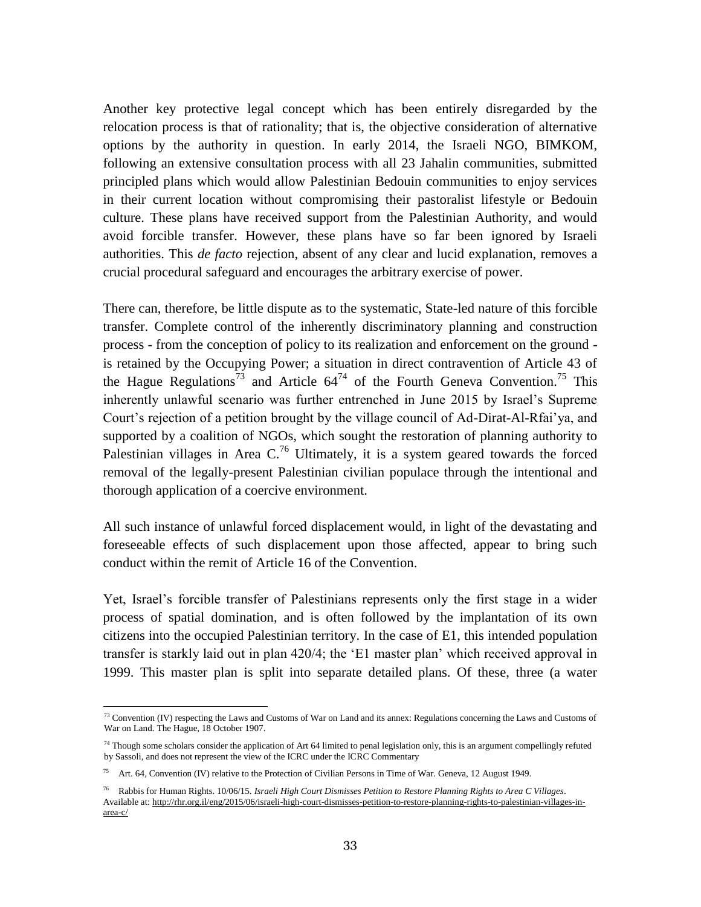Another key protective legal concept which has been entirely disregarded by the relocation process is that of rationality; that is, the objective consideration of alternative options by the authority in question. In early 2014, the Israeli NGO, BIMKOM, following an extensive consultation process with all 23 Jahalin communities, submitted principled plans which would allow Palestinian Bedouin communities to enjoy services in their current location without compromising their pastoralist lifestyle or Bedouin culture. These plans have received support from the Palestinian Authority, and would avoid forcible transfer. However, these plans have so far been ignored by Israeli authorities. This *de facto* rejection, absent of any clear and lucid explanation, removes a crucial procedural safeguard and encourages the arbitrary exercise of power.

There can, therefore, be little dispute as to the systematic, State-led nature of this forcible transfer. Complete control of the inherently discriminatory planning and construction process - from the conception of policy to its realization and enforcement on the ground - is retained by the Occupying Power; a situation in direct contravention of Article 43 of the Hague Regulations[73] and Article 64[74] of the Fourth Geneva Convention.[75] This inherently unlawful scenario was further entrenched in June 2015 by Israel's Supreme Court's rejection of a petition brought by the village council of Ad-Dirat-Al-Rfai'ya, and supported by a coalition of NGOs, which sought the restoration of planning authority to Palestinian villages in Area C.[76] Ultimately, it is a system geared towards the forced removal of the legally-present Palestinian civilian populace through the intentional and thorough application of a coercive environment.

All such instance of unlawful forced displacement would, in light of the devastating and foreseeable effects of such displacement upon those affected, appear to bring such conduct within the remit of Article 16 of the Convention.

Yet, Israel's forcible transfer of Palestinians represents only the first stage in a wider process of spatial domination, and is often followed by the implantation of its own citizens into the occupied Palestinian territory. In the case of E1, this intended population transfer is starkly laid out in plan 420/4; the 'E1 master plan' which received approval in 1999. This master plan is split into separate detailed plans. Of these, three (a water

---

[73] Convention (IV) respecting the Laws and Customs of War on Land and its annex: Regulations concerning the Laws and Customs of War on Land. The Hague, 18 October 1907.

[74] Though some scholars consider the application of Art 64 limited to penal legislation only, this is an argument compellingly refuted by Sassoli, and does not represent the view of the ICRC under the ICRC Commentary

[75] Art. 64, Convention (IV) relative to the Protection of Civilian Persons in Time of War. Geneva, 12 August 1949.

[76] Rabbis for Human Rights. 10/06/15. *Israeli High Court Dismisses Petition to Restore Planning Rights to Area C Villages*. Available at: http://rhr.org.il/eng/2015/06/israeli-high-court-dismisses-petition-to-restore-planning-rights-to-palestinian-villages-in-area-c/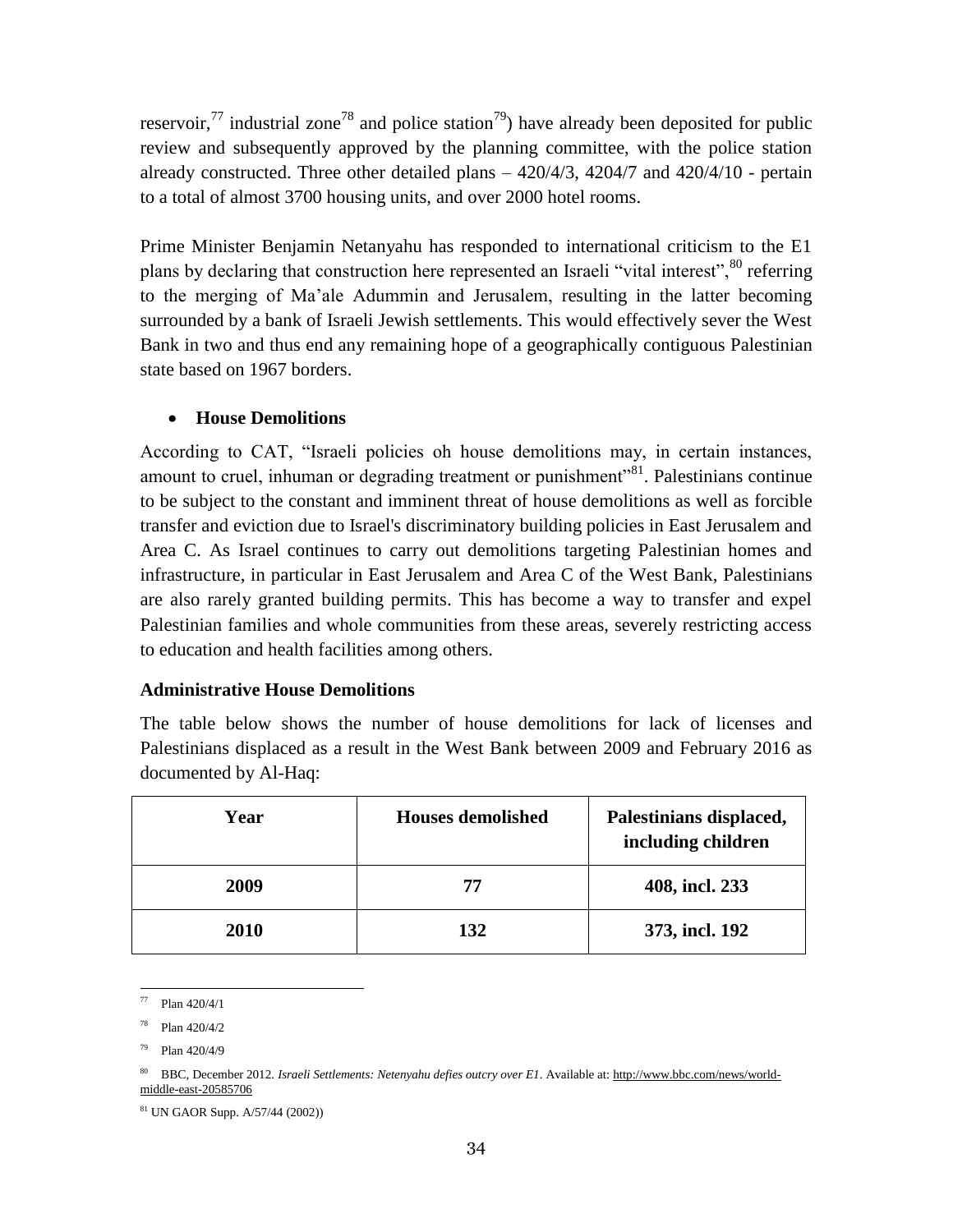reservoir,[77] industrial zone[78] and police station[79]) have already been deposited for public review and subsequently approved by the planning committee, with the police station already constructed. Three other detailed plans – 420/4/3, 4204/7 and 420/4/10 - pertain to a total of almost 3700 housing units, and over 2000 hotel rooms.

Prime Minister Benjamin Netanyahu has responded to international criticism to the E1 plans by declaring that construction here represented an Israeli "vital interest",[80] referring to the merging of Ma'ale Adummin and Jerusalem, resulting in the latter becoming surrounded by a bank of Israeli Jewish settlements. This would effectively sever the West Bank in two and thus end any remaining hope of a geographically contiguous Palestinian state based on 1967 borders.

- **House Demolitions**

According to CAT, "Israeli policies oh house demolitions may, in certain instances, amount to cruel, inhuman or degrading treatment or punishment"[81]. Palestinians continue to be subject to the constant and imminent threat of house demolitions as well as forcible transfer and eviction due to Israel's discriminatory building policies in East Jerusalem and Area C. As Israel continues to carry out demolitions targeting Palestinian homes and infrastructure, in particular in East Jerusalem and Area C of the West Bank, Palestinians are also rarely granted building permits. This has become a way to transfer and expel Palestinian families and whole communities from these areas, severely restricting access to education and health facilities among others.

**Administrative House Demolitions**

The table below shows the number of house demolitions for lack of licenses and Palestinians displaced as a result in the West Bank between 2009 and February 2016 as documented by Al-Haq:

| Year | Houses demolished | Palestinians displaced, including children |
|---|---|---|
| 2009 | 77 | 408, incl. 233 |
| 2010 | 132 | 373, incl. 192 |

[77] Plan 420/4/1

[78] Plan 420/4/2

[79] Plan 420/4/9

[80] BBC, December 2012. *Israeli Settlements: Netenyahu defies outcry over E1*. Available at: http://www.bbc.com/news/world-middle-east-20585706

[81] UN GAOR Supp. A/57/44 (2002))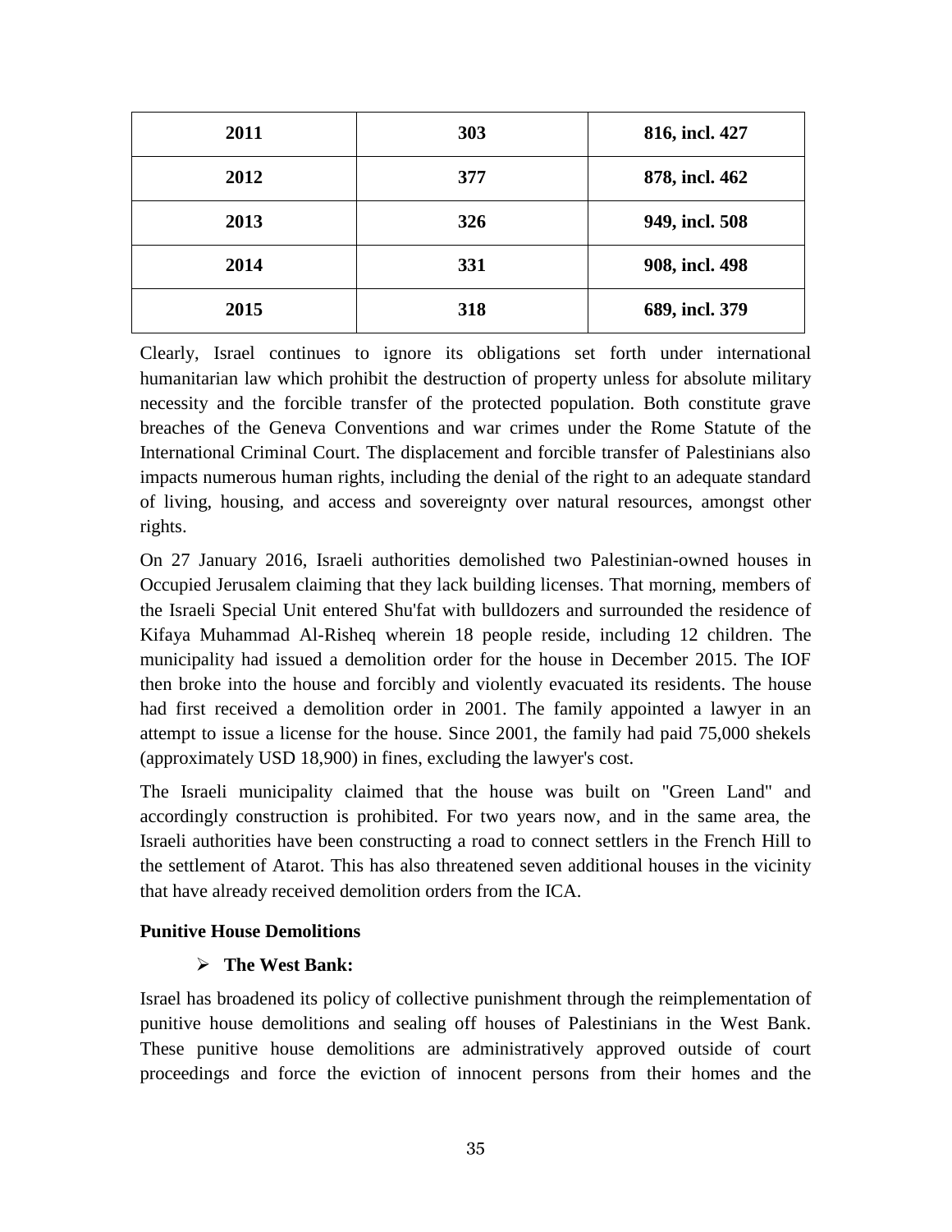| | | |
|---|---|---|
| **2011** | **303** | **816, incl. 427** |
| **2012** | **377** | **878, incl. 462** |
| **2013** | **326** | **949, incl. 508** |
| **2014** | **331** | **908, incl. 498** |
| **2015** | **318** | **689, incl. 379** |

Clearly, Israel continues to ignore its obligations set forth under international humanitarian law which prohibit the destruction of property unless for absolute military necessity and the forcible transfer of the protected population. Both constitute grave breaches of the Geneva Conventions and war crimes under the Rome Statute of the International Criminal Court. The displacement and forcible transfer of Palestinians also impacts numerous human rights, including the denial of the right to an adequate standard of living, housing, and access and sovereignty over natural resources, amongst other rights.

On 27 January 2016, Israeli authorities demolished two Palestinian-owned houses in Occupied Jerusalem claiming that they lack building licenses. That morning, members of the Israeli Special Unit entered Shu'fat with bulldozers and surrounded the residence of Kifaya Muhammad Al-Risheq wherein 18 people reside, including 12 children. The municipality had issued a demolition order for the house in December 2015. The IOF then broke into the house and forcibly and violently evacuated its residents. The house had first received a demolition order in 2001. The family appointed a lawyer in an attempt to issue a license for the house. Since 2001, the family had paid 75,000 shekels (approximately USD 18,900) in fines, excluding the lawyer's cost.

The Israeli municipality claimed that the house was built on "Green Land" and accordingly construction is prohibited. For two years now, and in the same area, the Israeli authorities have been constructing a road to connect settlers in the French Hill to the settlement of Atarot. This has also threatened seven additional houses in the vicinity that have already received demolition orders from the ICA.

**Punitive House Demolitions**

- **The West Bank:**

Israel has broadened its policy of collective punishment through the reimplementation of punitive house demolitions and sealing off houses of Palestinians in the West Bank. These punitive house demolitions are administratively approved outside of court proceedings and force the eviction of innocent persons from their homes and the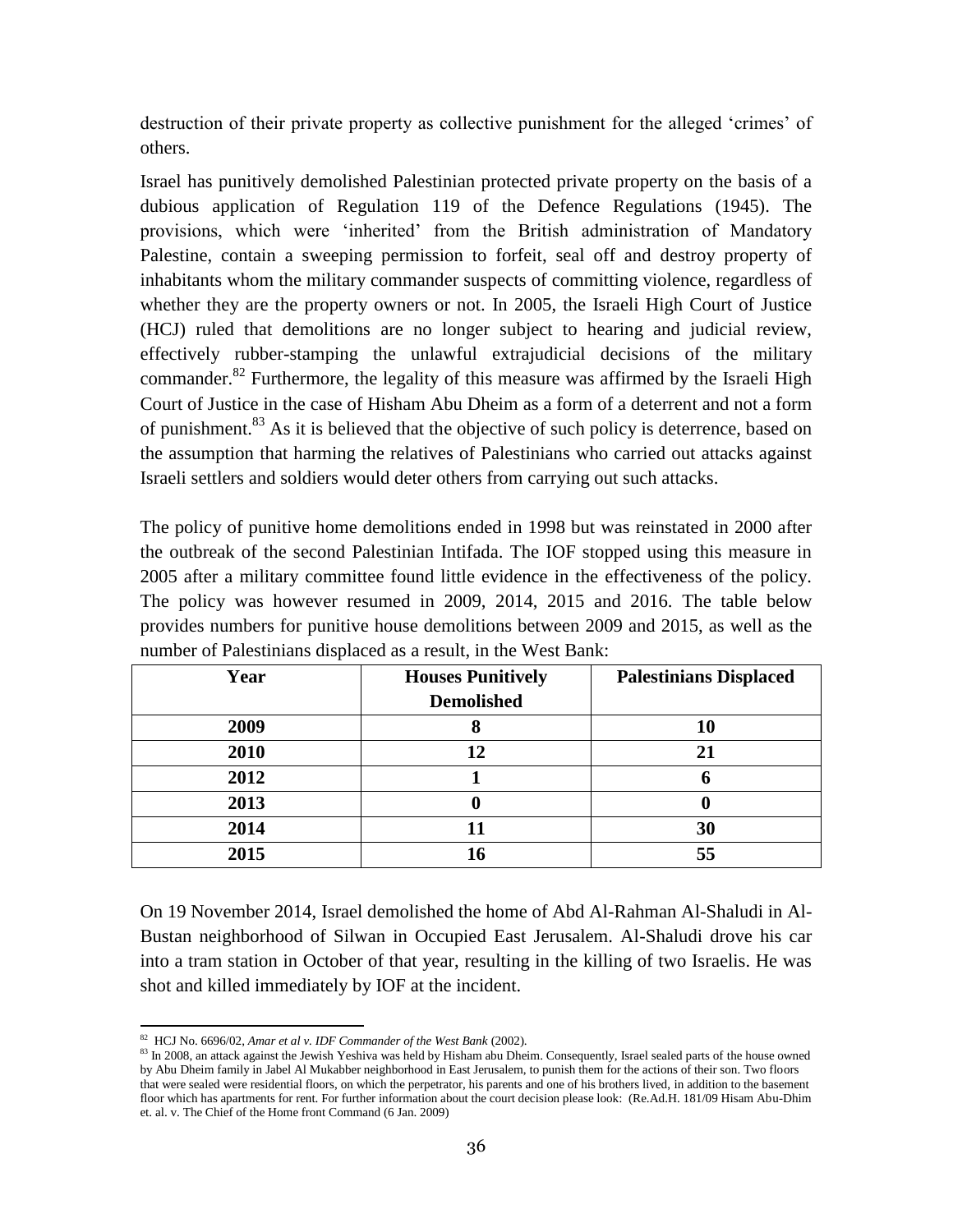destruction of their private property as collective punishment for the alleged 'crimes' of others.

Israel has punitively demolished Palestinian protected private property on the basis of a dubious application of Regulation 119 of the Defence Regulations (1945). The provisions, which were 'inherited' from the British administration of Mandatory Palestine, contain a sweeping permission to forfeit, seal off and destroy property of inhabitants whom the military commander suspects of committing violence, regardless of whether they are the property owners or not. In 2005, the Israeli High Court of Justice (HCJ) ruled that demolitions are no longer subject to hearing and judicial review, effectively rubber-stamping the unlawful extrajudicial decisions of the military commander.[82] Furthermore, the legality of this measure was affirmed by the Israeli High Court of Justice in the case of Hisham Abu Dheim as a form of a deterrent and not a form of punishment.[83] As it is believed that the objective of such policy is deterrence, based on the assumption that harming the relatives of Palestinians who carried out attacks against Israeli settlers and soldiers would deter others from carrying out such attacks.

The policy of punitive home demolitions ended in 1998 but was reinstated in 2000 after the outbreak of the second Palestinian Intifada. The IOF stopped using this measure in 2005 after a military committee found little evidence in the effectiveness of the policy. The policy was however resumed in 2009, 2014, 2015 and 2016. The table below provides numbers for punitive house demolitions between 2009 and 2015, as well as the number of Palestinians displaced as a result, in the West Bank:

| Year | Houses Punitively Demolished | Palestinians Displaced |
|---|---|---|
| **2009** | **8** | **10** |
| **2010** | **12** | **21** |
| **2012** | **1** | **6** |
| **2013** | **0** | **0** |
| **2014** | **11** | **30** |
| **2015** | **16** | **55** |

On 19 November 2014, Israel demolished the home of Abd Al-Rahman Al-Shaludi in Al-Bustan neighborhood of Silwan in Occupied East Jerusalem. Al-Shaludi drove his car into a tram station in October of that year, resulting in the killing of two Israelis. He was shot and killed immediately by IOF at the incident.

[82] HCJ No. 6696/02, *Amar et al v. IDF Commander of the West Bank* (2002).

[83] In 2008, an attack against the Jewish Yeshiva was held by Hisham abu Dheim. Consequently, Israel sealed parts of the house owned by Abu Dheim family in Jabel Al Mukabber neighborhood in East Jerusalem, to punish them for the actions of their son. Two floors that were sealed were residential floors, on which the perpetrator, his parents and one of his brothers lived, in addition to the basement floor which has apartments for rent. For further information about the court decision please look: (Re.Ad.H. 181/09 Hisam Abu-Dhim et. al. v. The Chief of the Home front Command (6 Jan. 2009)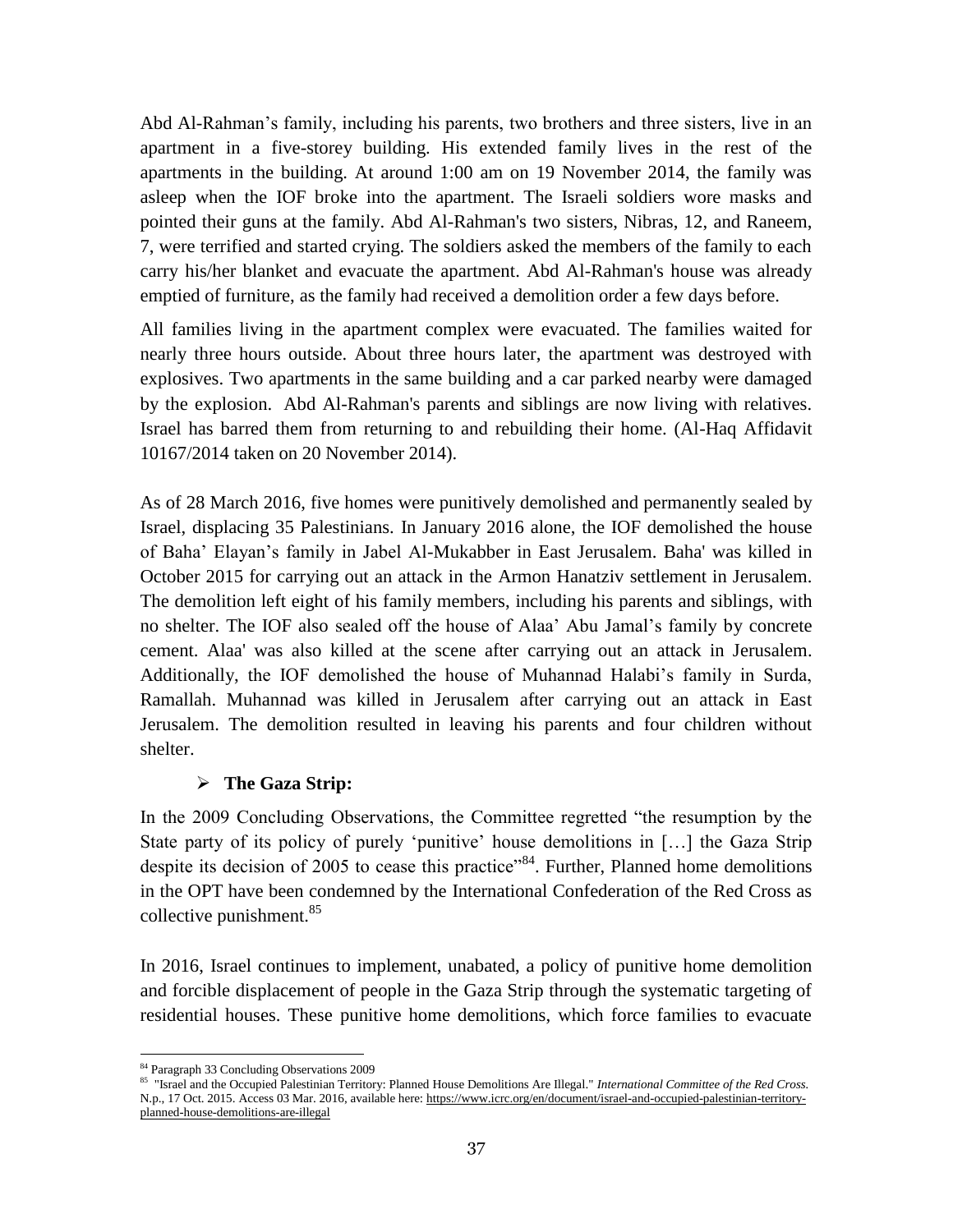Abd Al-Rahman's family, including his parents, two brothers and three sisters, live in an apartment in a five-storey building. His extended family lives in the rest of the apartments in the building. At around 1:00 am on 19 November 2014, the family was asleep when the IOF broke into the apartment. The Israeli soldiers wore masks and pointed their guns at the family. Abd Al-Rahman's two sisters, Nibras, 12, and Raneem, 7, were terrified and started crying. The soldiers asked the members of the family to each carry his/her blanket and evacuate the apartment. Abd Al-Rahman's house was already emptied of furniture, as the family had received a demolition order a few days before.

All families living in the apartment complex were evacuated. The families waited for nearly three hours outside. About three hours later, the apartment was destroyed with explosives. Two apartments in the same building and a car parked nearby were damaged by the explosion. Abd Al-Rahman's parents and siblings are now living with relatives. Israel has barred them from returning to and rebuilding their home. (Al-Haq Affidavit 10167/2014 taken on 20 November 2014).

As of 28 March 2016, five homes were punitively demolished and permanently sealed by Israel, displacing 35 Palestinians. In January 2016 alone, the IOF demolished the house of Baha' Elayan's family in Jabel Al-Mukabber in East Jerusalem. Baha' was killed in October 2015 for carrying out an attack in the Armon Hanatziv settlement in Jerusalem. The demolition left eight of his family members, including his parents and siblings, with no shelter. The IOF also sealed off the house of Alaa' Abu Jamal's family by concrete cement. Alaa' was also killed at the scene after carrying out an attack in Jerusalem. Additionally, the IOF demolished the house of Muhannad Halabi's family in Surda, Ramallah. Muhannad was killed in Jerusalem after carrying out an attack in East Jerusalem. The demolition resulted in leaving his parents and four children without shelter.

- **The Gaza Strip:**

In the 2009 Concluding Observations, the Committee regretted "the resumption by the State party of its policy of purely 'punitive' house demolitions in […] the Gaza Strip despite its decision of 2005 to cease this practice"[84]. Further, Planned home demolitions in the OPT have been condemned by the International Confederation of the Red Cross as collective punishment.[85]

In 2016, Israel continues to implement, unabated, a policy of punitive home demolition and forcible displacement of people in the Gaza Strip through the systematic targeting of residential houses. These punitive home demolitions, which force families to evacuate

[84] Paragraph 33 Concluding Observations 2009

[85] "Israel and the Occupied Palestinian Territory: Planned House Demolitions Are Illegal." *International Committee of the Red Cross*. N.p., 17 Oct. 2015. Access 03 Mar. 2016, available here: https://www.icrc.org/en/document/israel-and-occupied-palestinian-territory-planned-house-demolitions-are-illegal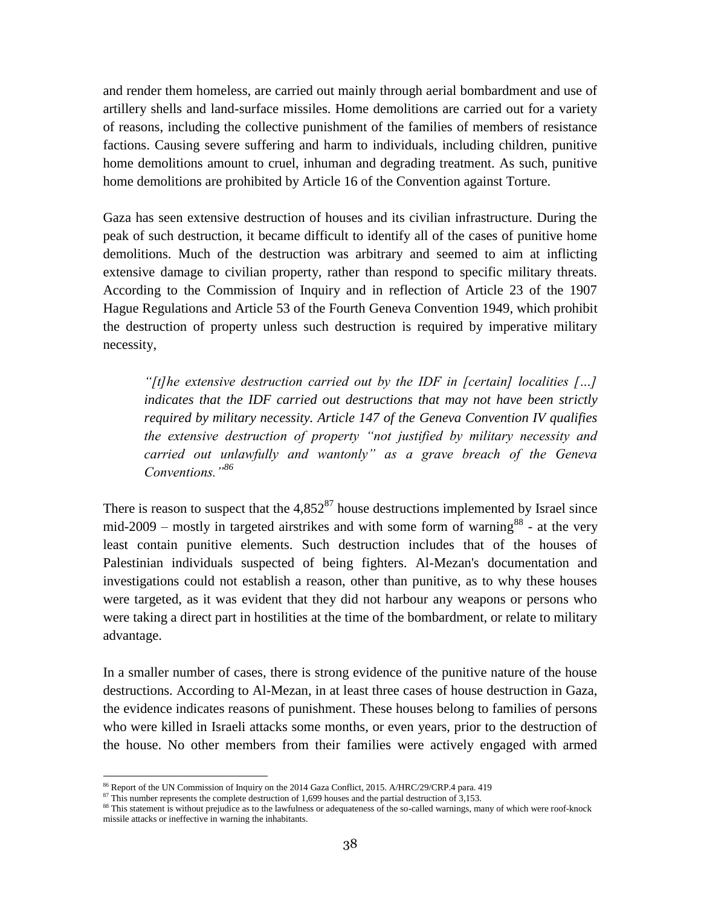and render them homeless, are carried out mainly through aerial bombardment and use of artillery shells and land-surface missiles. Home demolitions are carried out for a variety of reasons, including the collective punishment of the families of members of resistance factions. Causing severe suffering and harm to individuals, including children, punitive home demolitions amount to cruel, inhuman and degrading treatment. As such, punitive home demolitions are prohibited by Article 16 of the Convention against Torture.

Gaza has seen extensive destruction of houses and its civilian infrastructure. During the peak of such destruction, it became difficult to identify all of the cases of punitive home demolitions. Much of the destruction was arbitrary and seemed to aim at inflicting extensive damage to civilian property, rather than respond to specific military threats. According to the Commission of Inquiry and in reflection of Article 23 of the 1907 Hague Regulations and Article 53 of the Fourth Geneva Convention 1949, which prohibit the destruction of property unless such destruction is required by imperative military necessity,

> *"[t]he extensive destruction carried out by the IDF in [certain] localities […] indicates that the IDF carried out destructions that may not have been strictly required by military necessity. Article 147 of the Geneva Convention IV qualifies the extensive destruction of property "not justified by military necessity and carried out unlawfully and wantonly" as a grave breach of the Geneva Conventions."*[86]

There is reason to suspect that the 4,852[87] house destructions implemented by Israel since mid-2009 – mostly in targeted airstrikes and with some form of warning[88] - at the very least contain punitive elements. Such destruction includes that of the houses of Palestinian individuals suspected of being fighters. Al-Mezan's documentation and investigations could not establish a reason, other than punitive, as to why these houses were targeted, as it was evident that they did not harbour any weapons or persons who were taking a direct part in hostilities at the time of the bombardment, or relate to military advantage.

In a smaller number of cases, there is strong evidence of the punitive nature of the house destructions. According to Al-Mezan, in at least three cases of house destruction in Gaza, the evidence indicates reasons of punishment. These houses belong to families of persons who were killed in Israeli attacks some months, or even years, prior to the destruction of the house. No other members from their families were actively engaged with armed

---

[86] Report of the UN Commission of Inquiry on the 2014 Gaza Conflict, 2015. A/HRC/29/CRP.4 para. 419

[87] This number represents the complete destruction of 1,699 houses and the partial destruction of 3,153.

[88] This statement is without prejudice as to the lawfulness or adequateness of the so-called warnings, many of which were roof-knock missile attacks or ineffective in warning the inhabitants.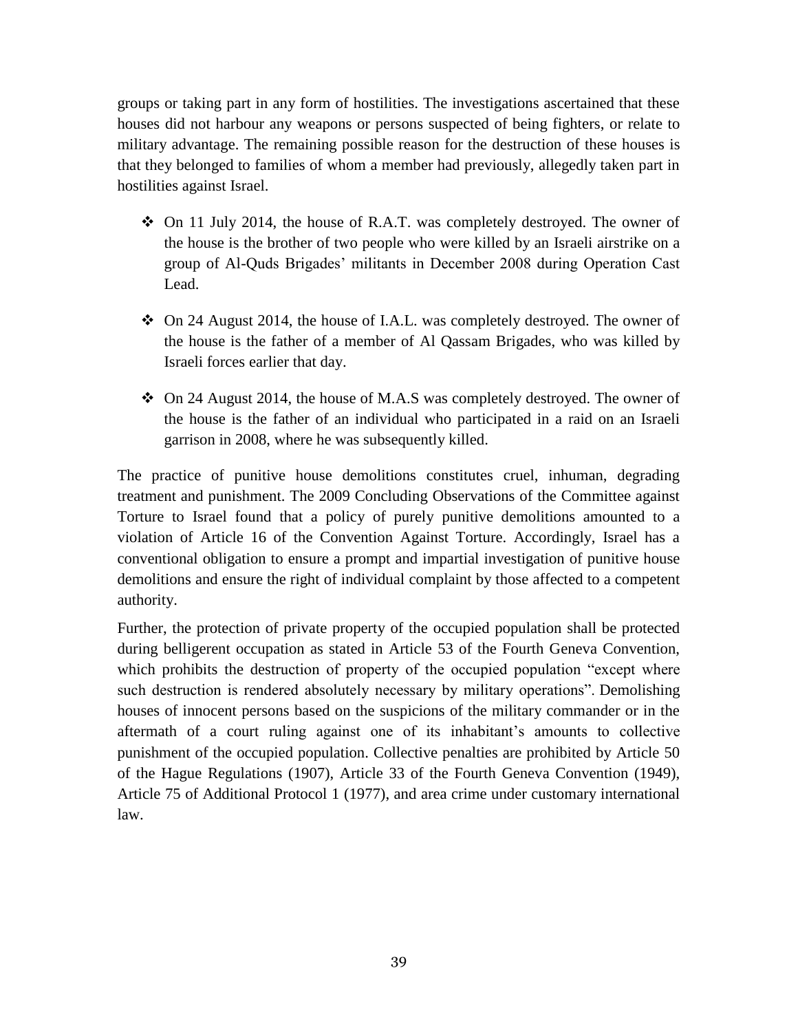groups or taking part in any form of hostilities. The investigations ascertained that these houses did not harbour any weapons or persons suspected of being fighters, or relate to military advantage. The remaining possible reason for the destruction of these houses is that they belonged to families of whom a member had previously, allegedly taken part in hostilities against Israel.

- On 11 July 2014, the house of R.A.T. was completely destroyed. The owner of the house is the brother of two people who were killed by an Israeli airstrike on a group of Al-Quds Brigades' militants in December 2008 during Operation Cast Lead.
- On 24 August 2014, the house of I.A.L. was completely destroyed. The owner of the house is the father of a member of Al Qassam Brigades, who was killed by Israeli forces earlier that day.
- On 24 August 2014, the house of M.A.S was completely destroyed. The owner of the house is the father of an individual who participated in a raid on an Israeli garrison in 2008, where he was subsequently killed.

The practice of punitive house demolitions constitutes cruel, inhuman, degrading treatment and punishment. The 2009 Concluding Observations of the Committee against Torture to Israel found that a policy of purely punitive demolitions amounted to a violation of Article 16 of the Convention Against Torture. Accordingly, Israel has a conventional obligation to ensure a prompt and impartial investigation of punitive house demolitions and ensure the right of individual complaint by those affected to a competent authority.

Further, the protection of private property of the occupied population shall be protected during belligerent occupation as stated in Article 53 of the Fourth Geneva Convention, which prohibits the destruction of property of the occupied population "except where such destruction is rendered absolutely necessary by military operations". Demolishing houses of innocent persons based on the suspicions of the military commander or in the aftermath of a court ruling against one of its inhabitant's amounts to collective punishment of the occupied population. Collective penalties are prohibited by Article 50 of the Hague Regulations (1907), Article 33 of the Fourth Geneva Convention (1949), Article 75 of Additional Protocol 1 (1977), and area crime under customary international law.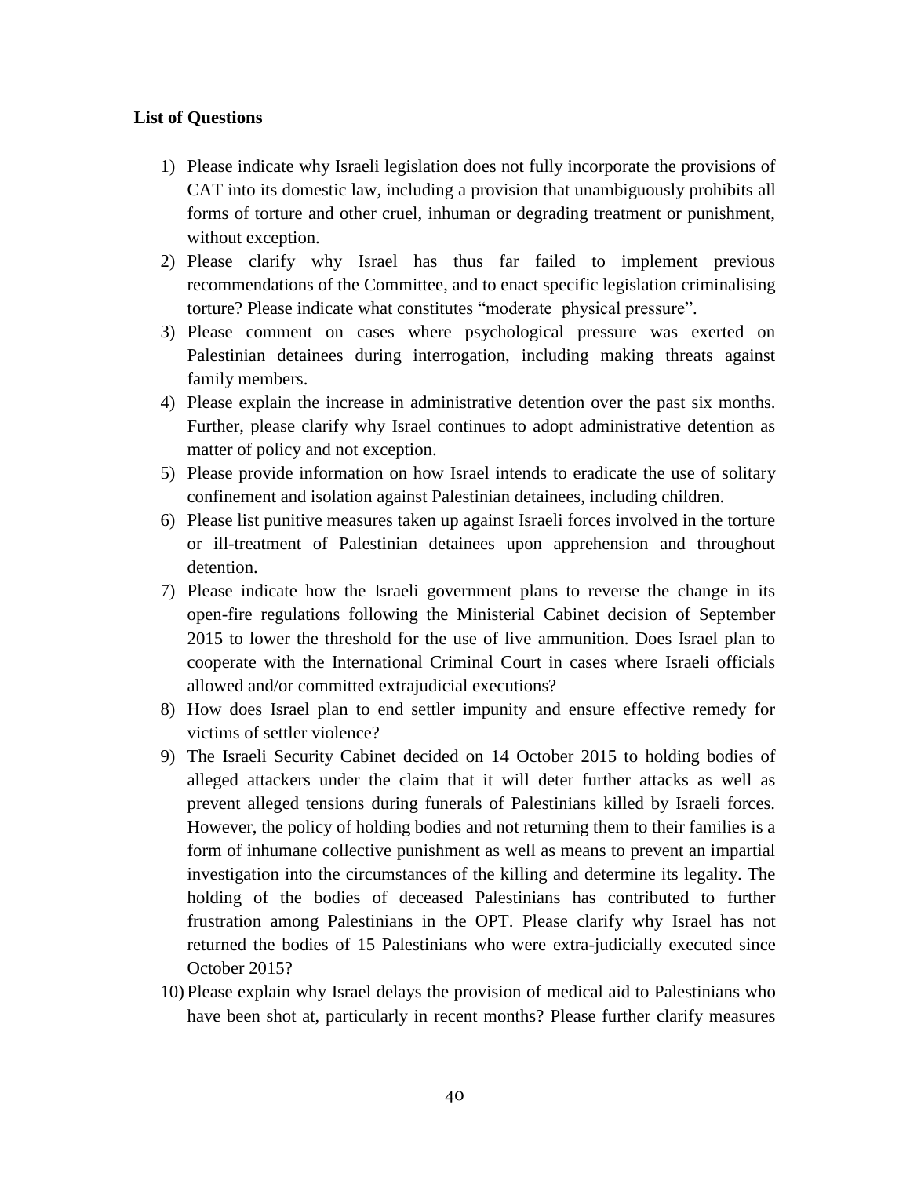**List of Questions**

1) Please indicate why Israeli legislation does not fully incorporate the provisions of CAT into its domestic law, including a provision that unambiguously prohibits all forms of torture and other cruel, inhuman or degrading treatment or punishment, without exception.
2) Please clarify why Israel has thus far failed to implement previous recommendations of the Committee, and to enact specific legislation criminalising torture? Please indicate what constitutes "moderate physical pressure".
3) Please comment on cases where psychological pressure was exerted on Palestinian detainees during interrogation, including making threats against family members.
4) Please explain the increase in administrative detention over the past six months. Further, please clarify why Israel continues to adopt administrative detention as matter of policy and not exception.
5) Please provide information on how Israel intends to eradicate the use of solitary confinement and isolation against Palestinian detainees, including children.
6) Please list punitive measures taken up against Israeli forces involved in the torture or ill-treatment of Palestinian detainees upon apprehension and throughout detention.
7) Please indicate how the Israeli government plans to reverse the change in its open-fire regulations following the Ministerial Cabinet decision of September 2015 to lower the threshold for the use of live ammunition. Does Israel plan to cooperate with the International Criminal Court in cases where Israeli officials allowed and/or committed extrajudicial executions?
8) How does Israel plan to end settler impunity and ensure effective remedy for victims of settler violence?
9) The Israeli Security Cabinet decided on 14 October 2015 to holding bodies of alleged attackers under the claim that it will deter further attacks as well as prevent alleged tensions during funerals of Palestinians killed by Israeli forces. However, the policy of holding bodies and not returning them to their families is a form of inhumane collective punishment as well as means to prevent an impartial investigation into the circumstances of the killing and determine its legality. The holding of the bodies of deceased Palestinians has contributed to further frustration among Palestinians in the OPT. Please clarify why Israel has not returned the bodies of 15 Palestinians who were extra-judicially executed since October 2015?
10) Please explain why Israel delays the provision of medical aid to Palestinians who have been shot at, particularly in recent months? Please further clarify measures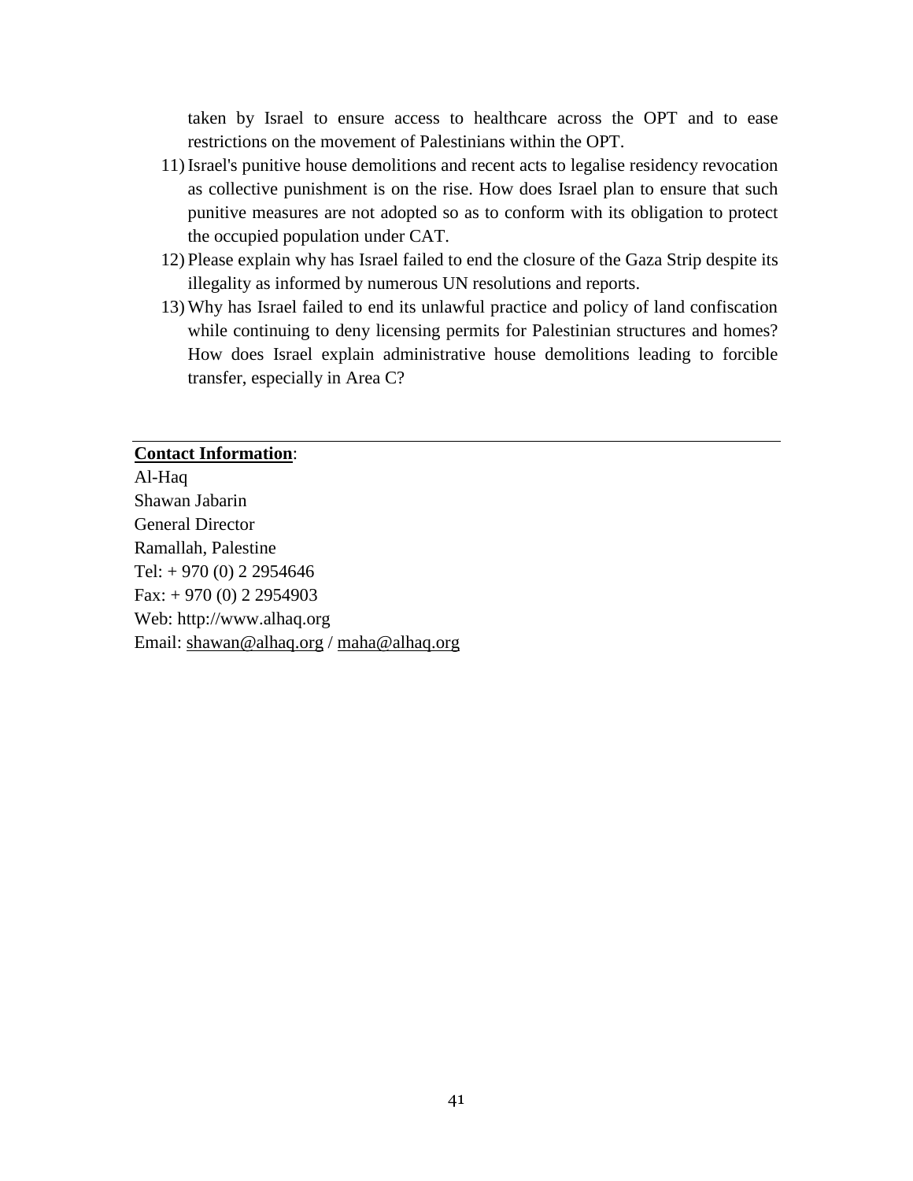taken by Israel to ensure access to healthcare across the OPT and to ease restrictions on the movement of Palestinians within the OPT.

11) Israel's punitive house demolitions and recent acts to legalise residency revocation as collective punishment is on the rise. How does Israel plan to ensure that such punitive measures are not adopted so as to conform with its obligation to protect the occupied population under CAT.
12) Please explain why has Israel failed to end the closure of the Gaza Strip despite its illegality as informed by numerous UN resolutions and reports.
13) Why has Israel failed to end its unlawful practice and policy of land confiscation while continuing to deny licensing permits for Palestinian structures and homes? How does Israel explain administrative house demolitions leading to forcible transfer, especially in Area C?

---

**Contact Information**:

Al-Haq
Shawan Jabarin
General Director
Ramallah, Palestine
Tel: + 970 (0) 2 2954646
Fax: + 970 (0) 2 2954903
Web: http://www.alhaq.org
Email: shawan@alhaq.org / maha@alhaq.org